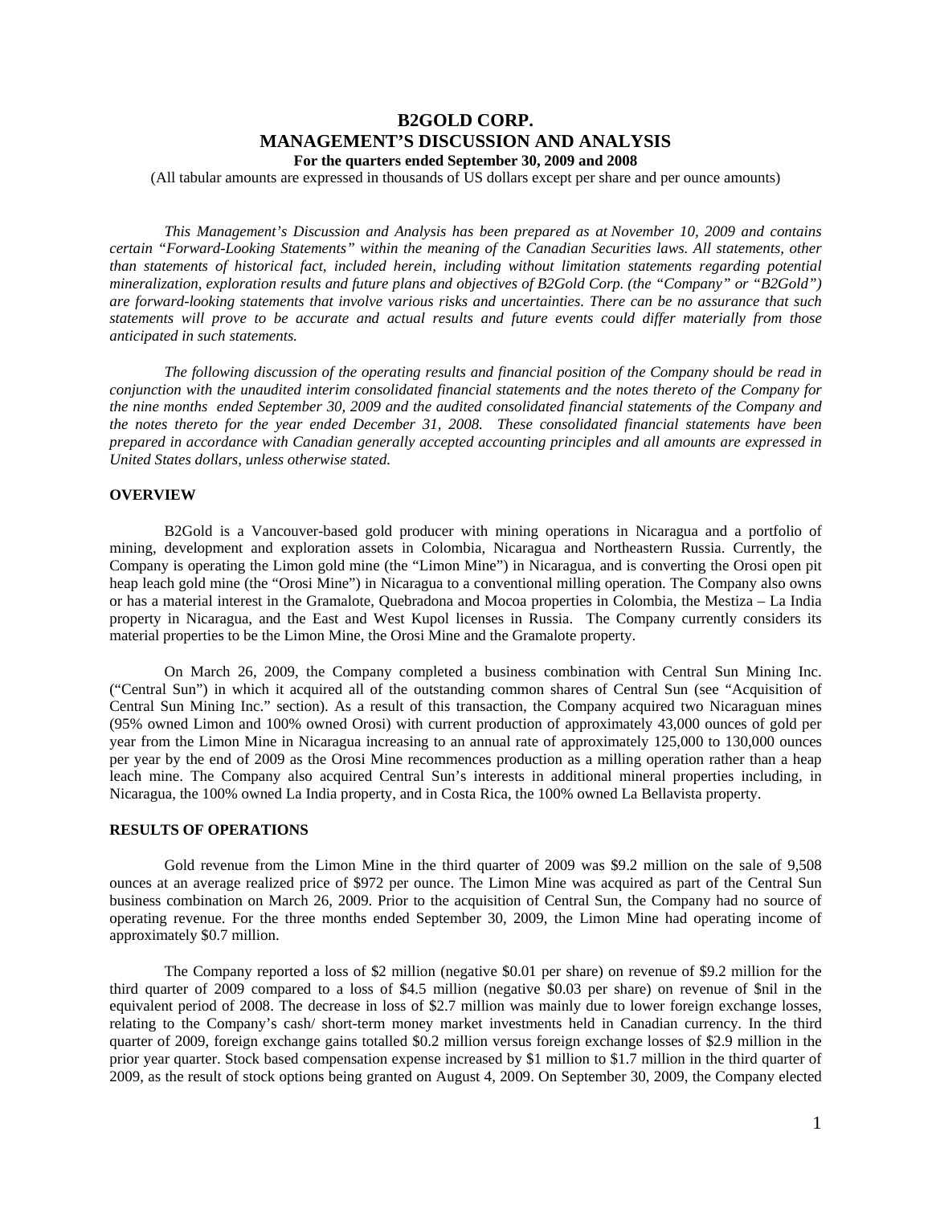# B2GOLD CORP.
# MANAGEMENT'S DISCUSSION AND ANALYSIS

**For the quarters ended September 30, 2009 and 2008**

(All tabular amounts are expressed in thousands of US dollars except per share and per ounce amounts)

*This Management's Discussion and Analysis has been prepared as at November 10, 2009 and contains certain "Forward-Looking Statements" within the meaning of the Canadian Securities laws. All statements, other than statements of historical fact, included herein, including without limitation statements regarding potential mineralization, exploration results and future plans and objectives of B2Gold Corp. (the "Company" or "B2Gold") are forward-looking statements that involve various risks and uncertainties. There can be no assurance that such statements will prove to be accurate and actual results and future events could differ materially from those anticipated in such statements.*

*The following discussion of the operating results and financial position of the Company should be read in conjunction with the unaudited interim consolidated financial statements and the notes thereto of the Company for the nine months ended September 30, 2009 and the audited consolidated financial statements of the Company and the notes thereto for the year ended December 31, 2008. These consolidated financial statements have been prepared in accordance with Canadian generally accepted accounting principles and all amounts are expressed in United States dollars, unless otherwise stated.*

## OVERVIEW

B2Gold is a Vancouver-based gold producer with mining operations in Nicaragua and a portfolio of mining, development and exploration assets in Colombia, Nicaragua and Northeastern Russia. Currently, the Company is operating the Limon gold mine (the "Limon Mine") in Nicaragua, and is converting the Orosi open pit heap leach gold mine (the "Orosi Mine") in Nicaragua to a conventional milling operation. The Company also owns or has a material interest in the Gramalote, Quebradona and Mocoa properties in Colombia, the Mestiza – La India property in Nicaragua, and the East and West Kupol licenses in Russia. The Company currently considers its material properties to be the Limon Mine, the Orosi Mine and the Gramalote property.

On March 26, 2009, the Company completed a business combination with Central Sun Mining Inc. ("Central Sun") in which it acquired all of the outstanding common shares of Central Sun (see "Acquisition of Central Sun Mining Inc." section). As a result of this transaction, the Company acquired two Nicaraguan mines (95% owned Limon and 100% owned Orosi) with current production of approximately 43,000 ounces of gold per year from the Limon Mine in Nicaragua increasing to an annual rate of approximately 125,000 to 130,000 ounces per year by the end of 2009 as the Orosi Mine recommences production as a milling operation rather than a heap leach mine. The Company also acquired Central Sun's interests in additional mineral properties including, in Nicaragua, the 100% owned La India property, and in Costa Rica, the 100% owned La Bellavista property.

## RESULTS OF OPERATIONS

Gold revenue from the Limon Mine in the third quarter of 2009 was $9.2 million on the sale of 9,508 ounces at an average realized price of $972 per ounce. The Limon Mine was acquired as part of the Central Sun business combination on March 26, 2009. Prior to the acquisition of Central Sun, the Company had no source of operating revenue. For the three months ended September 30, 2009, the Limon Mine had operating income of approximately $0.7 million.

The Company reported a loss of $2 million (negative $0.01 per share) on revenue of $9.2 million for the third quarter of 2009 compared to a loss of $4.5 million (negative $0.03 per share) on revenue of $nil in the equivalent period of 2008. The decrease in loss of $2.7 million was mainly due to lower foreign exchange losses, relating to the Company's cash/ short-term money market investments held in Canadian currency. In the third quarter of 2009, foreign exchange gains totalled $0.2 million versus foreign exchange losses of $2.9 million in the prior year quarter. Stock based compensation expense increased by $1 million to $1.7 million in the third quarter of 2009, as the result of stock options being granted on August 4, 2009. On September 30, 2009, the Company elected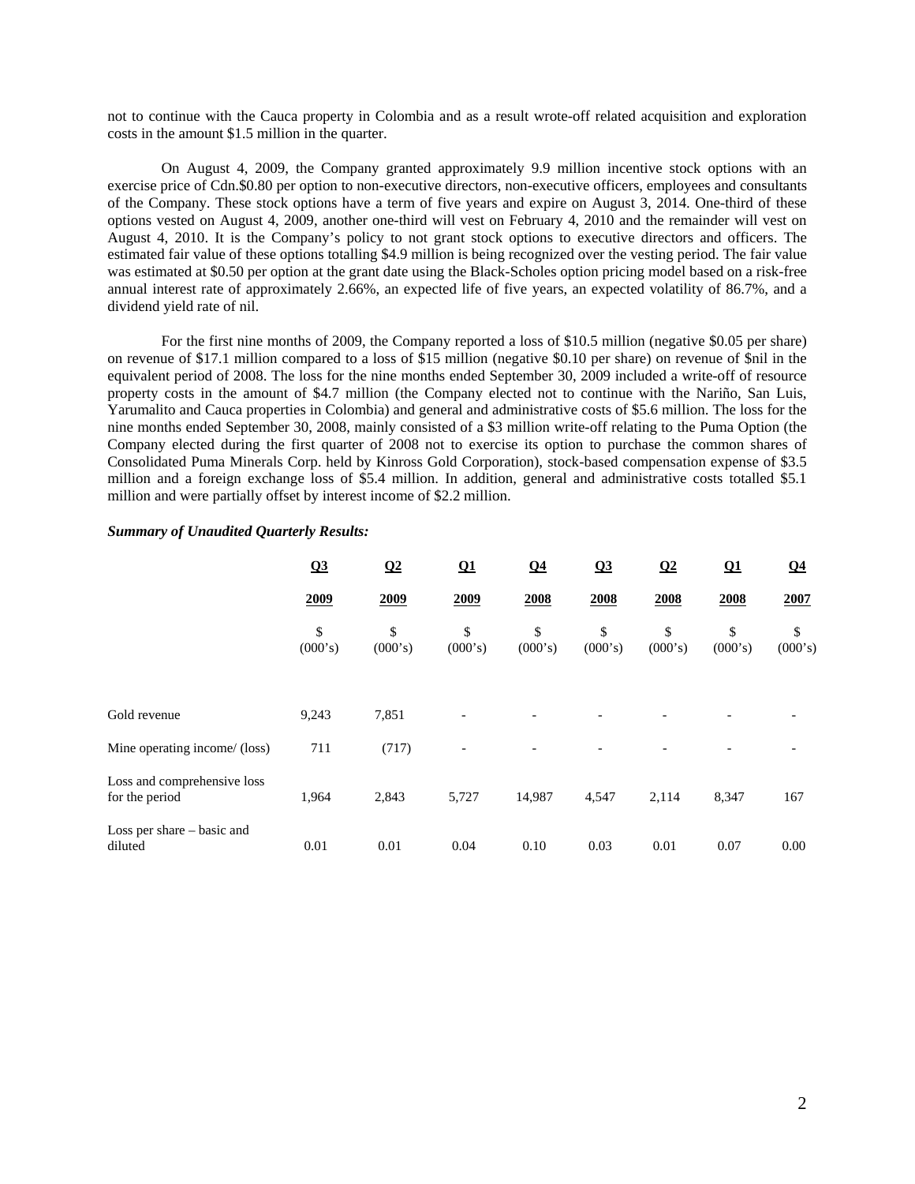not to continue with the Cauca property in Colombia and as a result wrote-off related acquisition and exploration costs in the amount $1.5 million in the quarter.

On August 4, 2009, the Company granted approximately 9.9 million incentive stock options with an exercise price of Cdn.$0.80 per option to non-executive directors, non-executive officers, employees and consultants of the Company. These stock options have a term of five years and expire on August 3, 2014. One-third of these options vested on August 4, 2009, another one-third will vest on February 4, 2010 and the remainder will vest on August 4, 2010. It is the Company's policy to not grant stock options to executive directors and officers. The estimated fair value of these options totalling $4.9 million is being recognized over the vesting period. The fair value was estimated at $0.50 per option at the grant date using the Black-Scholes option pricing model based on a risk-free annual interest rate of approximately 2.66%, an expected life of five years, an expected volatility of 86.7%, and a dividend yield rate of nil.

For the first nine months of 2009, the Company reported a loss of $10.5 million (negative $0.05 per share) on revenue of $17.1 million compared to a loss of $15 million (negative $0.10 per share) on revenue of $nil in the equivalent period of 2008. The loss for the nine months ended September 30, 2009 included a write-off of resource property costs in the amount of $4.7 million (the Company elected not to continue with the Nariño, San Luis, Yarumalito and Cauca properties in Colombia) and general and administrative costs of $5.6 million. The loss for the nine months ended September 30, 2008, mainly consisted of a $3 million write-off relating to the Puma Option (the Company elected during the first quarter of 2008 not to exercise its option to purchase the common shares of Consolidated Puma Minerals Corp. held by Kinross Gold Corporation), stock-based compensation expense of $3.5 million and a foreign exchange loss of $5.4 million. In addition, general and administrative costs totalled $5.1 million and were partially offset by interest income of $2.2 million.

***Summary of Unaudited Quarterly Results:***

| | Q3 2009 | Q2 2009 | Q1 2009 | Q4 2008 | Q3 2008 | Q2 2008 | Q1 2008 | Q4 2007 |
|---|---|---|---|---|---|---|---|---|
| | $ (000's) | $ (000's) | $ (000's) | $ (000's) | $ (000's) | $ (000's) | $ (000's) | $ (000's) |
| Gold revenue | 9,243 | 7,851 | - | - | - | - | - | - |
| Mine operating income/ (loss) | 711 | (717) | - | - | - | - | - | - |
| Loss and comprehensive loss for the period | 1,964 | 2,843 | 5,727 | 14,987 | 4,547 | 2,114 | 8,347 | 167 |
| Loss per share – basic and diluted | 0.01 | 0.01 | 0.04 | 0.10 | 0.03 | 0.01 | 0.07 | 0.00 |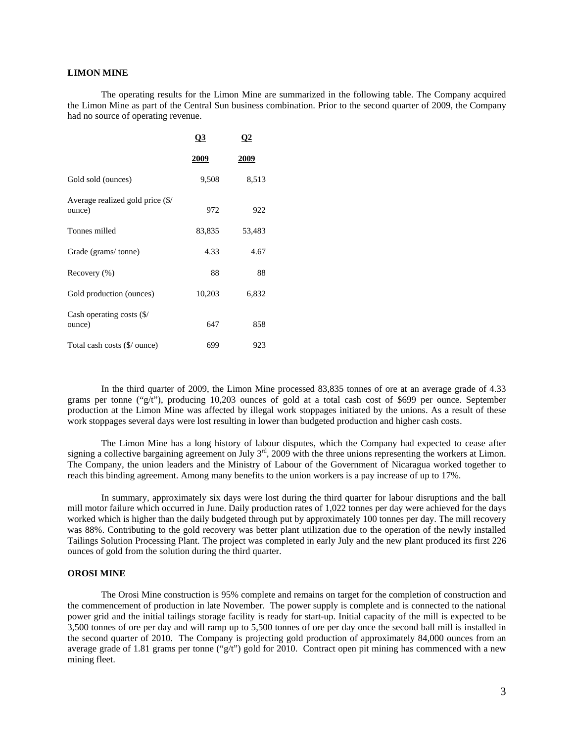**LIMON MINE**

The operating results for the Limon Mine are summarized in the following table. The Company acquired the Limon Mine as part of the Central Sun business combination. Prior to the second quarter of 2009, the Company had no source of operating revenue.

| | Q3 2009 | Q2 2009 |
|---|---|---|
| Gold sold (ounces) | 9,508 | 8,513 |
| Average realized gold price ($/ ounce) | 972 | 922 |
| Tonnes milled | 83,835 | 53,483 |
| Grade (grams/ tonne) | 4.33 | 4.67 |
| Recovery (%) | 88 | 88 |
| Gold production (ounces) | 10,203 | 6,832 |
| Cash operating costs ($/ ounce) | 647 | 858 |
| Total cash costs ($/ ounce) | 699 | 923 |

In the third quarter of 2009, the Limon Mine processed 83,835 tonnes of ore at an average grade of 4.33 grams per tonne ("g/t"), producing 10,203 ounces of gold at a total cash cost of $699 per ounce. September production at the Limon Mine was affected by illegal work stoppages initiated by the unions. As a result of these work stoppages several days were lost resulting in lower than budgeted production and higher cash costs.

The Limon Mine has a long history of labour disputes, which the Company had expected to cease after signing a collective bargaining agreement on July 3rd, 2009 with the three unions representing the workers at Limon. The Company, the union leaders and the Ministry of Labour of the Government of Nicaragua worked together to reach this binding agreement. Among many benefits to the union workers is a pay increase of up to 17%.

In summary, approximately six days were lost during the third quarter for labour disruptions and the ball mill motor failure which occurred in June. Daily production rates of 1,022 tonnes per day were achieved for the days worked which is higher than the daily budgeted through put by approximately 100 tonnes per day. The mill recovery was 88%. Contributing to the gold recovery was better plant utilization due to the operation of the newly installed Tailings Solution Processing Plant. The project was completed in early July and the new plant produced its first 226 ounces of gold from the solution during the third quarter.

**OROSI MINE**

The Orosi Mine construction is 95% complete and remains on target for the completion of construction and the commencement of production in late November. The power supply is complete and is connected to the national power grid and the initial tailings storage facility is ready for start-up. Initial capacity of the mill is expected to be 3,500 tonnes of ore per day and will ramp up to 5,500 tonnes of ore per day once the second ball mill is installed in the second quarter of 2010. The Company is projecting gold production of approximately 84,000 ounces from an average grade of 1.81 grams per tonne ("g/t") gold for 2010. Contract open pit mining has commenced with a new mining fleet.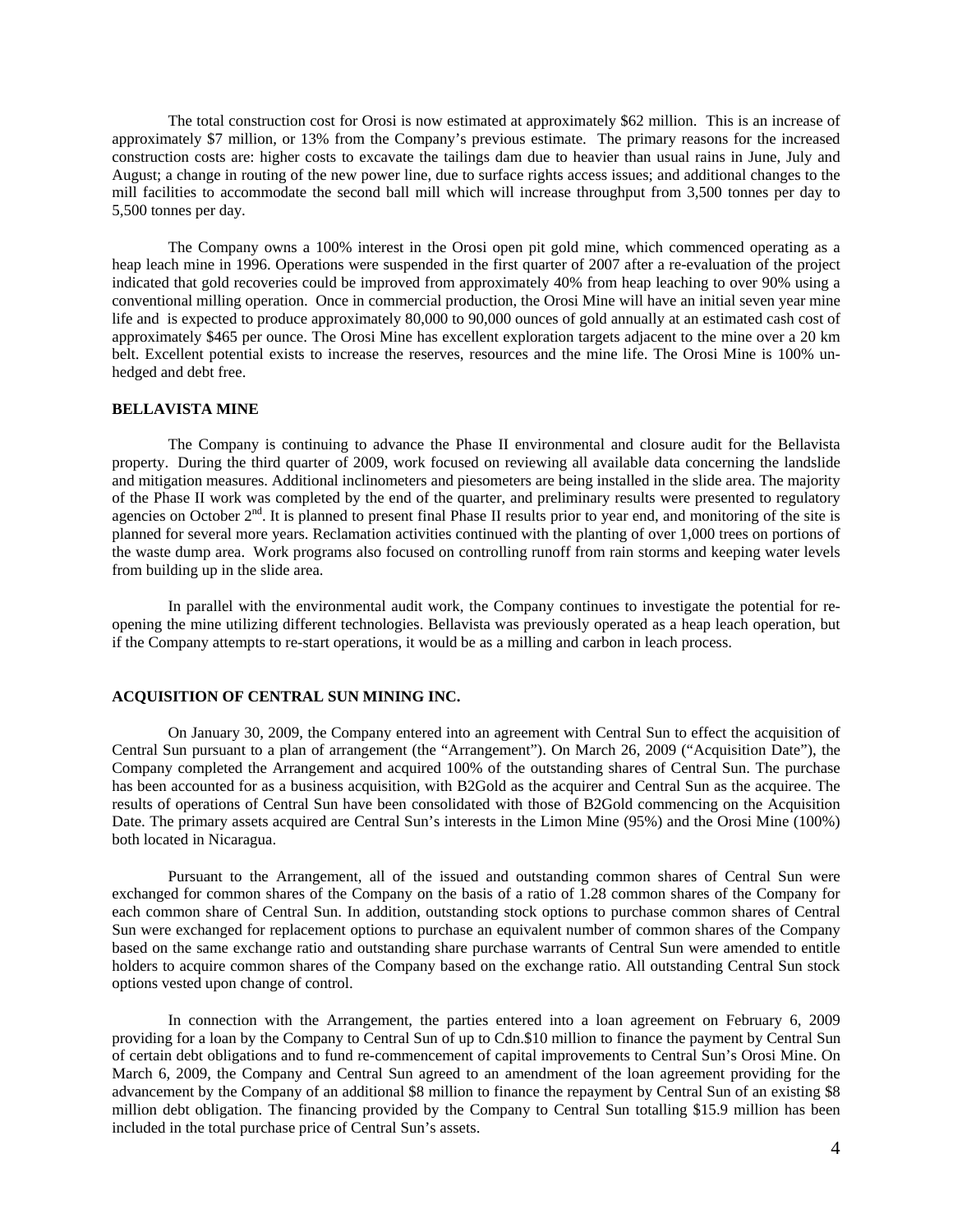The total construction cost for Orosi is now estimated at approximately $62 million. This is an increase of approximately $7 million, or 13% from the Company's previous estimate. The primary reasons for the increased construction costs are: higher costs to excavate the tailings dam due to heavier than usual rains in June, July and August; a change in routing of the new power line, due to surface rights access issues; and additional changes to the mill facilities to accommodate the second ball mill which will increase throughput from 3,500 tonnes per day to 5,500 tonnes per day.

The Company owns a 100% interest in the Orosi open pit gold mine, which commenced operating as a heap leach mine in 1996. Operations were suspended in the first quarter of 2007 after a re-evaluation of the project indicated that gold recoveries could be improved from approximately 40% from heap leaching to over 90% using a conventional milling operation. Once in commercial production, the Orosi Mine will have an initial seven year mine life and is expected to produce approximately 80,000 to 90,000 ounces of gold annually at an estimated cash cost of approximately $465 per ounce. The Orosi Mine has excellent exploration targets adjacent to the mine over a 20 km belt. Excellent potential exists to increase the reserves, resources and the mine life. The Orosi Mine is 100% un-hedged and debt free.

### BELLAVISTA MINE

The Company is continuing to advance the Phase II environmental and closure audit for the Bellavista property. During the third quarter of 2009, work focused on reviewing all available data concerning the landslide and mitigation measures. Additional inclinometers and piesometers are being installed in the slide area. The majority of the Phase II work was completed by the end of the quarter, and preliminary results were presented to regulatory agencies on October 2nd. It is planned to present final Phase II results prior to year end, and monitoring of the site is planned for several more years. Reclamation activities continued with the planting of over 1,000 trees on portions of the waste dump area. Work programs also focused on controlling runoff from rain storms and keeping water levels from building up in the slide area.

In parallel with the environmental audit work, the Company continues to investigate the potential for re-opening the mine utilizing different technologies. Bellavista was previously operated as a heap leach operation, but if the Company attempts to re-start operations, it would be as a milling and carbon in leach process.

### ACQUISITION OF CENTRAL SUN MINING INC.

On January 30, 2009, the Company entered into an agreement with Central Sun to effect the acquisition of Central Sun pursuant to a plan of arrangement (the "Arrangement"). On March 26, 2009 ("Acquisition Date"), the Company completed the Arrangement and acquired 100% of the outstanding shares of Central Sun. The purchase has been accounted for as a business acquisition, with B2Gold as the acquirer and Central Sun as the acquiree. The results of operations of Central Sun have been consolidated with those of B2Gold commencing on the Acquisition Date. The primary assets acquired are Central Sun's interests in the Limon Mine (95%) and the Orosi Mine (100%) both located in Nicaragua.

Pursuant to the Arrangement, all of the issued and outstanding common shares of Central Sun were exchanged for common shares of the Company on the basis of a ratio of 1.28 common shares of the Company for each common share of Central Sun. In addition, outstanding stock options to purchase common shares of Central Sun were exchanged for replacement options to purchase an equivalent number of common shares of the Company based on the same exchange ratio and outstanding share purchase warrants of Central Sun were amended to entitle holders to acquire common shares of the Company based on the exchange ratio. All outstanding Central Sun stock options vested upon change of control.

In connection with the Arrangement, the parties entered into a loan agreement on February 6, 2009 providing for a loan by the Company to Central Sun of up to Cdn.$10 million to finance the payment by Central Sun of certain debt obligations and to fund re-commencement of capital improvements to Central Sun's Orosi Mine. On March 6, 2009, the Company and Central Sun agreed to an amendment of the loan agreement providing for the advancement by the Company of an additional $8 million to finance the repayment by Central Sun of an existing $8 million debt obligation. The financing provided by the Company to Central Sun totalling $15.9 million has been included in the total purchase price of Central Sun's assets.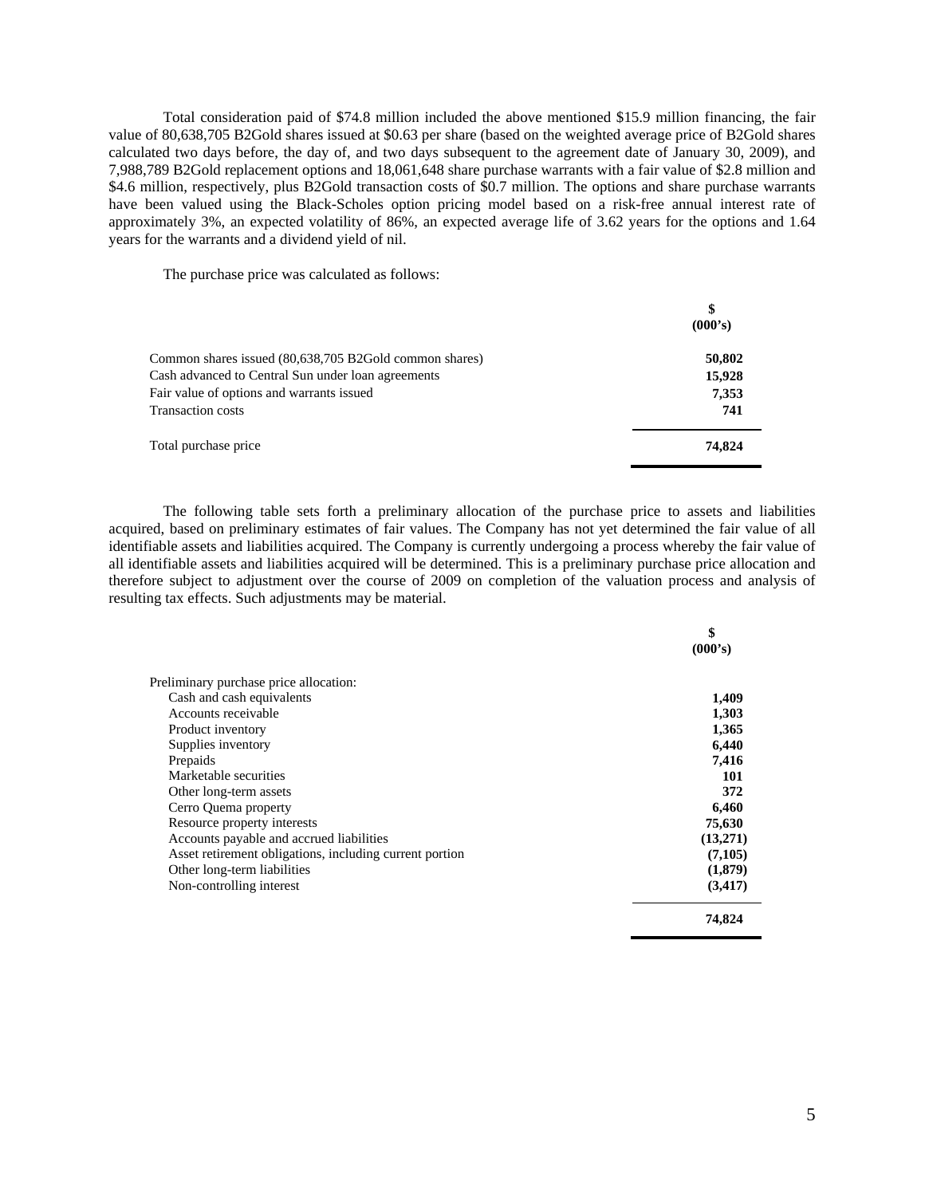Total consideration paid of $74.8 million included the above mentioned $15.9 million financing, the fair value of 80,638,705 B2Gold shares issued at $0.63 per share (based on the weighted average price of B2Gold shares calculated two days before, the day of, and two days subsequent to the agreement date of January 30, 2009), and 7,988,789 B2Gold replacement options and 18,061,648 share purchase warrants with a fair value of $2.8 million and $4.6 million, respectively, plus B2Gold transaction costs of $0.7 million. The options and share purchase warrants have been valued using the Black-Scholes option pricing model based on a risk-free annual interest rate of approximately 3%, an expected volatility of 86%, an expected average life of 3.62 years for the options and 1.64 years for the warrants and a dividend yield of nil.

The purchase price was calculated as follows:

| | $ (000's) |
|---|---|
| Common shares issued (80,638,705 B2Gold common shares) | **50,802** |
| Cash advanced to Central Sun under loan agreements | **15,928** |
| Fair value of options and warrants issued | **7,353** |
| Transaction costs | **741** |
| Total purchase price | **74,824** |

The following table sets forth a preliminary allocation of the purchase price to assets and liabilities acquired, based on preliminary estimates of fair values. The Company has not yet determined the fair value of all identifiable assets and liabilities acquired. The Company is currently undergoing a process whereby the fair value of all identifiable assets and liabilities acquired will be determined. This is a preliminary purchase price allocation and therefore subject to adjustment over the course of 2009 on completion of the valuation process and analysis of resulting tax effects. Such adjustments may be material.

| | $ (000's) |
|---|---|
| Preliminary purchase price allocation: | |
| Cash and cash equivalents | **1,409** |
| Accounts receivable | **1,303** |
| Product inventory | **1,365** |
| Supplies inventory | **6,440** |
| Prepaids | **7,416** |
| Marketable securities | **101** |
| Other long-term assets | **372** |
| Cerro Quema property | **6,460** |
| Resource property interests | **75,630** |
| Accounts payable and accrued liabilities | **(13,271)** |
| Asset retirement obligations, including current portion | **(7,105)** |
| Other long-term liabilities | **(1,879)** |
| Non-controlling interest | **(3,417)** |
| | **74,824** |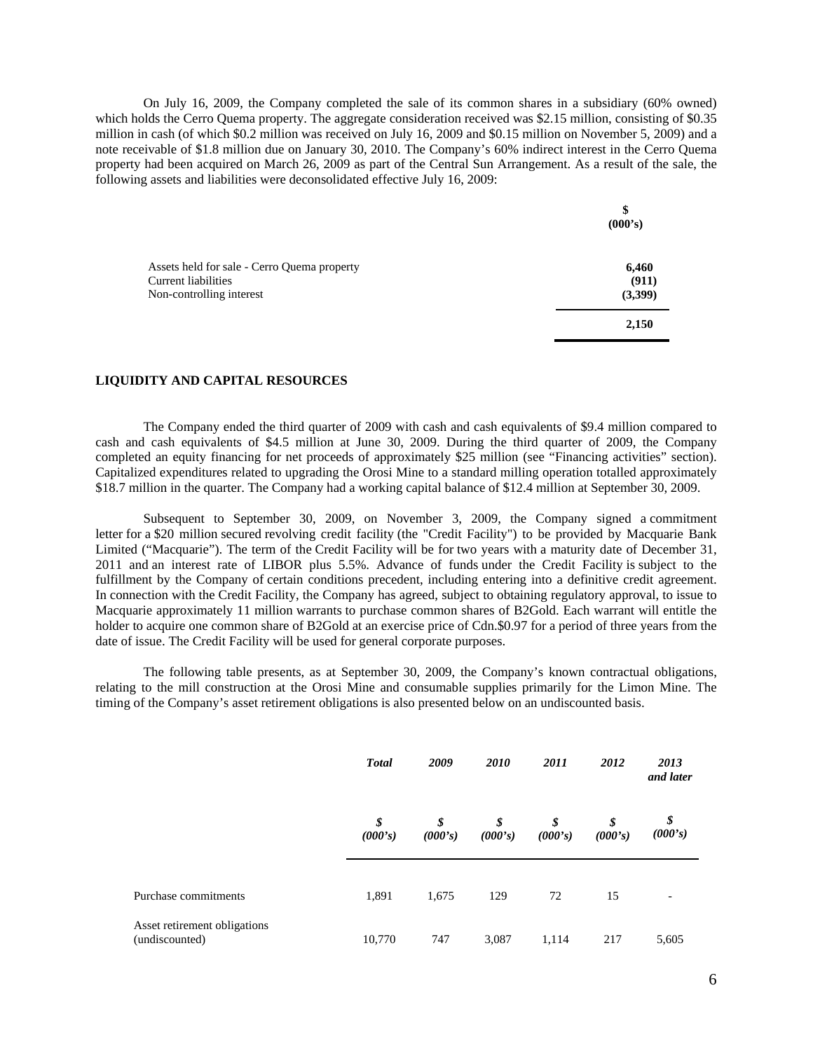On July 16, 2009, the Company completed the sale of its common shares in a subsidiary (60% owned) which holds the Cerro Quema property. The aggregate consideration received was $2.15 million, consisting of $0.35 million in cash (of which $0.2 million was received on July 16, 2009 and $0.15 million on November 5, 2009) and a note receivable of $1.8 million due on January 30, 2010. The Company's 60% indirect interest in the Cerro Quema property had been acquired on March 26, 2009 as part of the Central Sun Arrangement. As a result of the sale, the following assets and liabilities were deconsolidated effective July 16, 2009:

| | $ (000's) |
|---|---|
| Assets held for sale - Cerro Quema property | **6,460** |
| Current liabilities | **(911)** |
| Non-controlling interest | **(3,399)** |
| | **2,150** |

## LIQUIDITY AND CAPITAL RESOURCES

The Company ended the third quarter of 2009 with cash and cash equivalents of $9.4 million compared to cash and cash equivalents of $4.5 million at June 30, 2009. During the third quarter of 2009, the Company completed an equity financing for net proceeds of approximately $25 million (see "Financing activities" section). Capitalized expenditures related to upgrading the Orosi Mine to a standard milling operation totalled approximately $18.7 million in the quarter. The Company had a working capital balance of $12.4 million at September 30, 2009.

Subsequent to September 30, 2009, on November 3, 2009, the Company signed a commitment letter for a $20 million secured revolving credit facility (the "Credit Facility") to be provided by Macquarie Bank Limited ("Macquarie"). The term of the Credit Facility will be for two years with a maturity date of December 31, 2011 and an interest rate of LIBOR plus 5.5%. Advance of funds under the Credit Facility is subject to the fulfillment by the Company of certain conditions precedent, including entering into a definitive credit agreement. In connection with the Credit Facility, the Company has agreed, subject to obtaining regulatory approval, to issue to Macquarie approximately 11 million warrants to purchase common shares of B2Gold. Each warrant will entitle the holder to acquire one common share of B2Gold at an exercise price of Cdn.$0.97 for a period of three years from the date of issue. The Credit Facility will be used for general corporate purposes.

The following table presents, as at September 30, 2009, the Company's known contractual obligations, relating to the mill construction at the Orosi Mine and consumable supplies primarily for the Limon Mine. The timing of the Company's asset retirement obligations is also presented below on an undiscounted basis.

| | *Total* | *2009* | *2010* | *2011* | *2012* | *2013 and later* |
|---|---|---|---|---|---|---|
| | *$ (000's)* | *$ (000's)* | *$ (000's)* | *$ (000's)* | *$ (000's)* | *$ (000's)* |
| Purchase commitments | 1,891 | 1,675 | 129 | 72 | 15 | - |
| Asset retirement obligations (undiscounted) | 10,770 | 747 | 3,087 | 1,114 | 217 | 5,605 |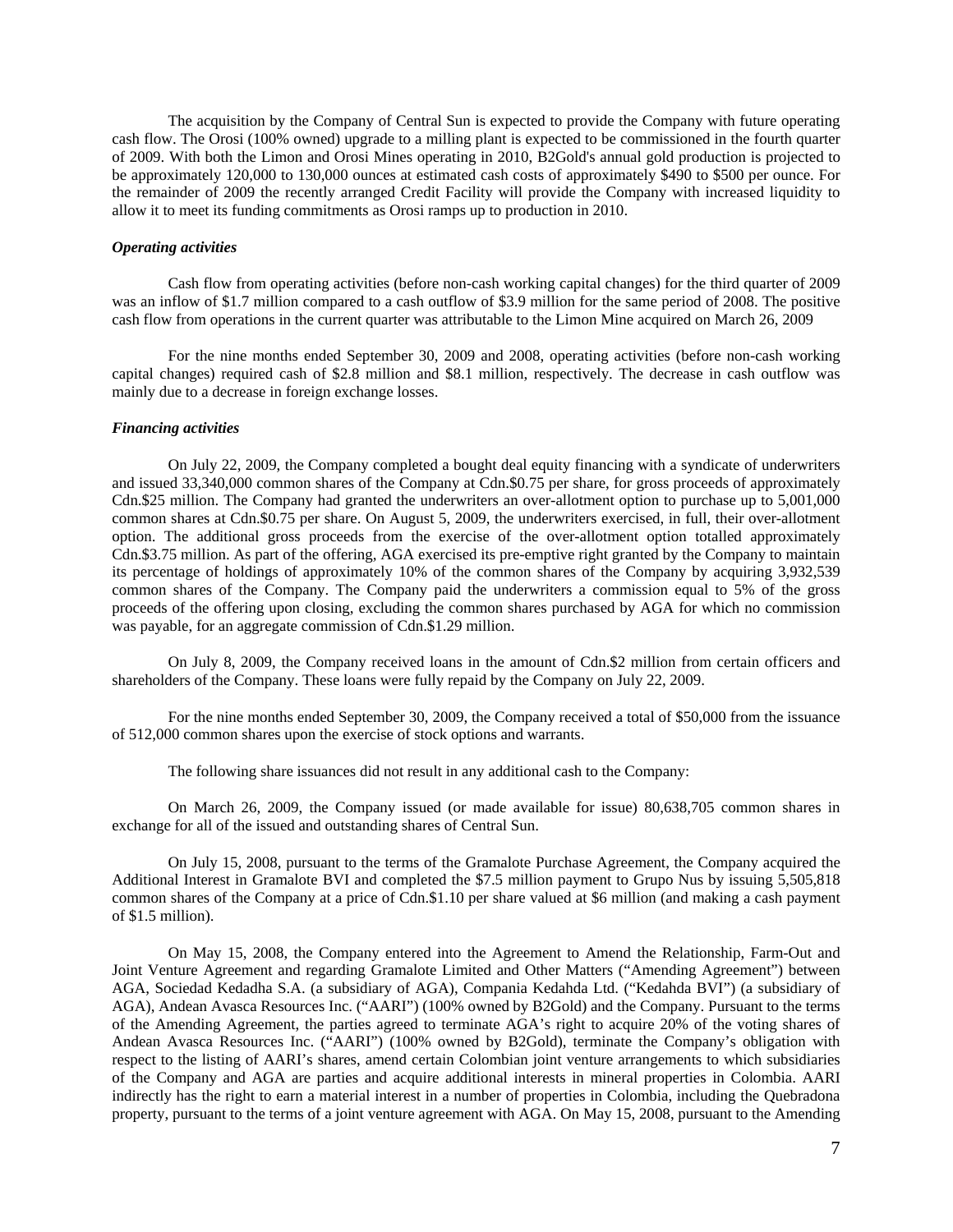The acquisition by the Company of Central Sun is expected to provide the Company with future operating cash flow. The Orosi (100% owned) upgrade to a milling plant is expected to be commissioned in the fourth quarter of 2009. With both the Limon and Orosi Mines operating in 2010, B2Gold's annual gold production is projected to be approximately 120,000 to 130,000 ounces at estimated cash costs of approximately $490 to $500 per ounce. For the remainder of 2009 the recently arranged Credit Facility will provide the Company with increased liquidity to allow it to meet its funding commitments as Orosi ramps up to production in 2010.

***Operating activities***

Cash flow from operating activities (before non-cash working capital changes) for the third quarter of 2009 was an inflow of $1.7 million compared to a cash outflow of $3.9 million for the same period of 2008. The positive cash flow from operations in the current quarter was attributable to the Limon Mine acquired on March 26, 2009

For the nine months ended September 30, 2009 and 2008, operating activities (before non-cash working capital changes) required cash of $2.8 million and $8.1 million, respectively. The decrease in cash outflow was mainly due to a decrease in foreign exchange losses.

***Financing activities***

On July 22, 2009, the Company completed a bought deal equity financing with a syndicate of underwriters and issued 33,340,000 common shares of the Company at Cdn.$0.75 per share, for gross proceeds of approximately Cdn.$25 million. The Company had granted the underwriters an over-allotment option to purchase up to 5,001,000 common shares at Cdn.$0.75 per share. On August 5, 2009, the underwriters exercised, in full, their over-allotment option. The additional gross proceeds from the exercise of the over-allotment option totalled approximately Cdn.$3.75 million. As part of the offering, AGA exercised its pre-emptive right granted by the Company to maintain its percentage of holdings of approximately 10% of the common shares of the Company by acquiring 3,932,539 common shares of the Company. The Company paid the underwriters a commission equal to 5% of the gross proceeds of the offering upon closing, excluding the common shares purchased by AGA for which no commission was payable, for an aggregate commission of Cdn.$1.29 million.

On July 8, 2009, the Company received loans in the amount of Cdn.$2 million from certain officers and shareholders of the Company. These loans were fully repaid by the Company on July 22, 2009.

For the nine months ended September 30, 2009, the Company received a total of $50,000 from the issuance of 512,000 common shares upon the exercise of stock options and warrants.

The following share issuances did not result in any additional cash to the Company:

On March 26, 2009, the Company issued (or made available for issue) 80,638,705 common shares in exchange for all of the issued and outstanding shares of Central Sun.

On July 15, 2008, pursuant to the terms of the Gramalote Purchase Agreement, the Company acquired the Additional Interest in Gramalote BVI and completed the $7.5 million payment to Grupo Nus by issuing 5,505,818 common shares of the Company at a price of Cdn.$1.10 per share valued at $6 million (and making a cash payment of $1.5 million).

On May 15, 2008, the Company entered into the Agreement to Amend the Relationship, Farm-Out and Joint Venture Agreement and regarding Gramalote Limited and Other Matters ("Amending Agreement") between AGA, Sociedad Kedadha S.A. (a subsidiary of AGA), Compania Kedahda Ltd. ("Kedahda BVI") (a subsidiary of AGA), Andean Avasca Resources Inc. ("AARI") (100% owned by B2Gold) and the Company. Pursuant to the terms of the Amending Agreement, the parties agreed to terminate AGA's right to acquire 20% of the voting shares of Andean Avasca Resources Inc. ("AARI") (100% owned by B2Gold), terminate the Company's obligation with respect to the listing of AARI's shares, amend certain Colombian joint venture arrangements to which subsidiaries of the Company and AGA are parties and acquire additional interests in mineral properties in Colombia. AARI indirectly has the right to earn a material interest in a number of properties in Colombia, including the Quebradona property, pursuant to the terms of a joint venture agreement with AGA. On May 15, 2008, pursuant to the Amending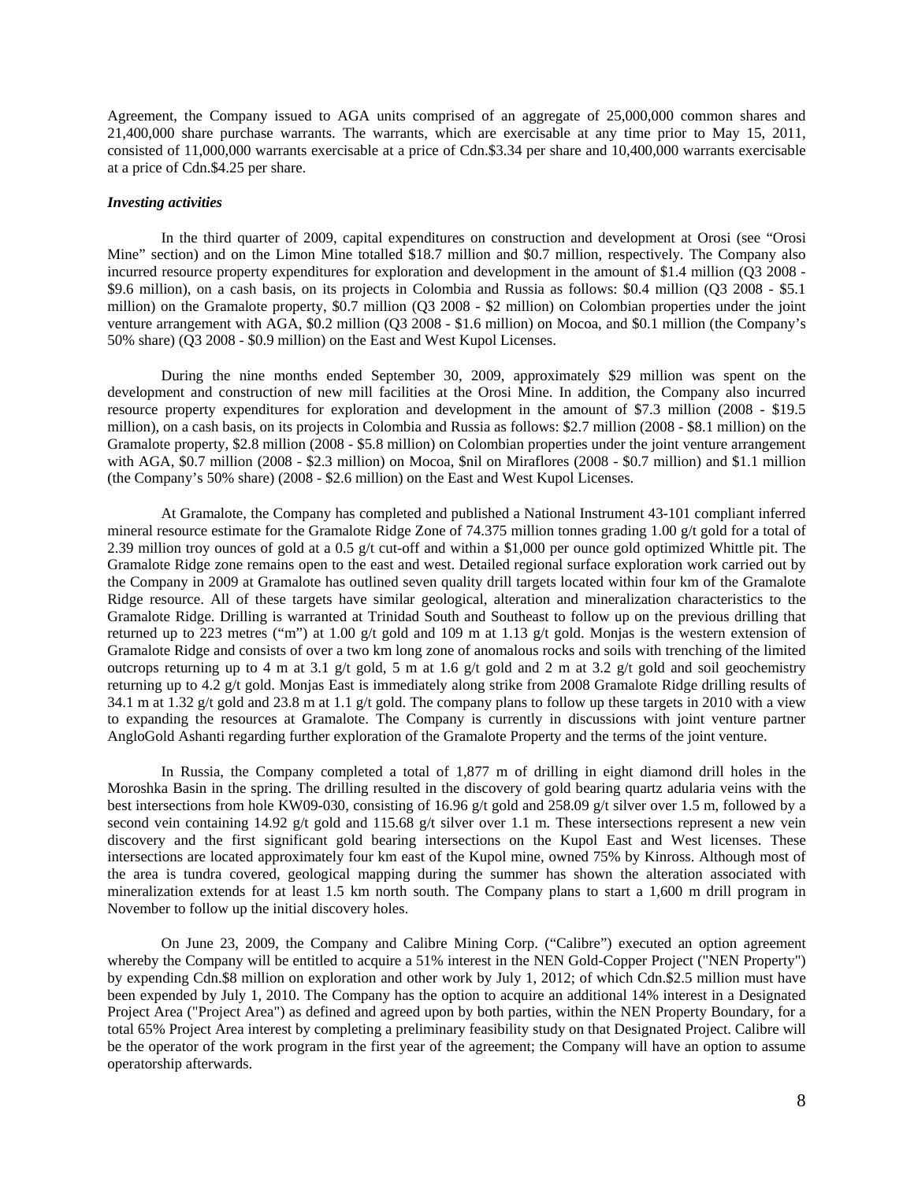Agreement, the Company issued to AGA units comprised of an aggregate of 25,000,000 common shares and 21,400,000 share purchase warrants. The warrants, which are exercisable at any time prior to May 15, 2011, consisted of 11,000,000 warrants exercisable at a price of Cdn.$3.34 per share and 10,400,000 warrants exercisable at a price of Cdn.$4.25 per share.

***Investing activities***

In the third quarter of 2009, capital expenditures on construction and development at Orosi (see "Orosi Mine" section) and on the Limon Mine totalled $18.7 million and $0.7 million, respectively. The Company also incurred resource property expenditures for exploration and development in the amount of $1.4 million (Q3 2008 - $9.6 million), on a cash basis, on its projects in Colombia and Russia as follows: $0.4 million (Q3 2008 - $5.1 million) on the Gramalote property, $0.7 million (Q3 2008 - $2 million) on Colombian properties under the joint venture arrangement with AGA, $0.2 million (Q3 2008 - $1.6 million) on Mocoa, and $0.1 million (the Company's 50% share) (Q3 2008 - $0.9 million) on the East and West Kupol Licenses.

During the nine months ended September 30, 2009, approximately $29 million was spent on the development and construction of new mill facilities at the Orosi Mine. In addition, the Company also incurred resource property expenditures for exploration and development in the amount of $7.3 million (2008 - $19.5 million), on a cash basis, on its projects in Colombia and Russia as follows: $2.7 million (2008 - $8.1 million) on the Gramalote property, $2.8 million (2008 - $5.8 million) on Colombian properties under the joint venture arrangement with AGA, $0.7 million (2008 - $2.3 million) on Mocoa, $nil on Miraflores (2008 - $0.7 million) and $1.1 million (the Company's 50% share) (2008 - $2.6 million) on the East and West Kupol Licenses.

At Gramalote, the Company has completed and published a National Instrument 43-101 compliant inferred mineral resource estimate for the Gramalote Ridge Zone of 74.375 million tonnes grading 1.00 g/t gold for a total of 2.39 million troy ounces of gold at a 0.5 g/t cut-off and within a $1,000 per ounce gold optimized Whittle pit. The Gramalote Ridge zone remains open to the east and west. Detailed regional surface exploration work carried out by the Company in 2009 at Gramalote has outlined seven quality drill targets located within four km of the Gramalote Ridge resource. All of these targets have similar geological, alteration and mineralization characteristics to the Gramalote Ridge. Drilling is warranted at Trinidad South and Southeast to follow up on the previous drilling that returned up to 223 metres ("m") at 1.00 g/t gold and 109 m at 1.13 g/t gold. Monjas is the western extension of Gramalote Ridge and consists of over a two km long zone of anomalous rocks and soils with trenching of the limited outcrops returning up to 4 m at 3.1 g/t gold, 5 m at 1.6 g/t gold and 2 m at 3.2 g/t gold and soil geochemistry returning up to 4.2 g/t gold. Monjas East is immediately along strike from 2008 Gramalote Ridge drilling results of 34.1 m at 1.32 g/t gold and 23.8 m at 1.1 g/t gold. The company plans to follow up these targets in 2010 with a view to expanding the resources at Gramalote. The Company is currently in discussions with joint venture partner AngloGold Ashanti regarding further exploration of the Gramalote Property and the terms of the joint venture.

In Russia, the Company completed a total of 1,877 m of drilling in eight diamond drill holes in the Moroshka Basin in the spring. The drilling resulted in the discovery of gold bearing quartz adularia veins with the best intersections from hole KW09-030, consisting of 16.96 g/t gold and 258.09 g/t silver over 1.5 m, followed by a second vein containing 14.92 g/t gold and 115.68 g/t silver over 1.1 m. These intersections represent a new vein discovery and the first significant gold bearing intersections on the Kupol East and West licenses. These intersections are located approximately four km east of the Kupol mine, owned 75% by Kinross. Although most of the area is tundra covered, geological mapping during the summer has shown the alteration associated with mineralization extends for at least 1.5 km north south. The Company plans to start a 1,600 m drill program in November to follow up the initial discovery holes.

On June 23, 2009, the Company and Calibre Mining Corp. ("Calibre") executed an option agreement whereby the Company will be entitled to acquire a 51% interest in the NEN Gold-Copper Project ("NEN Property") by expending Cdn.$8 million on exploration and other work by July 1, 2012; of which Cdn.$2.5 million must have been expended by July 1, 2010. The Company has the option to acquire an additional 14% interest in a Designated Project Area ("Project Area") as defined and agreed upon by both parties, within the NEN Property Boundary, for a total 65% Project Area interest by completing a preliminary feasibility study on that Designated Project. Calibre will be the operator of the work program in the first year of the agreement; the Company will have an option to assume operatorship afterwards.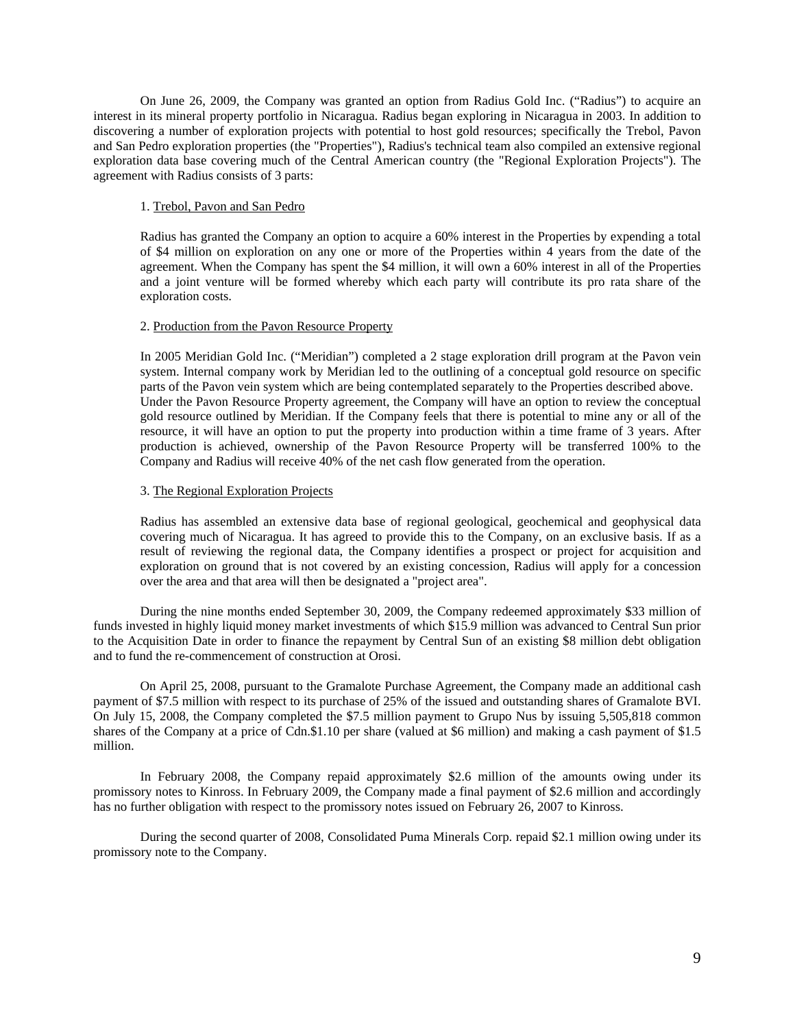On June 26, 2009, the Company was granted an option from Radius Gold Inc. ("Radius") to acquire an interest in its mineral property portfolio in Nicaragua. Radius began exploring in Nicaragua in 2003. In addition to discovering a number of exploration projects with potential to host gold resources; specifically the Trebol, Pavon and San Pedro exploration properties (the "Properties"), Radius's technical team also compiled an extensive regional exploration data base covering much of the Central American country (the "Regional Exploration Projects"). The agreement with Radius consists of 3 parts:

1. Trebol, Pavon and San Pedro

Radius has granted the Company an option to acquire a 60% interest in the Properties by expending a total of $4 million on exploration on any one or more of the Properties within 4 years from the date of the agreement. When the Company has spent the $4 million, it will own a 60% interest in all of the Properties and a joint venture will be formed whereby which each party will contribute its pro rata share of the exploration costs.

2. Production from the Pavon Resource Property

In 2005 Meridian Gold Inc. ("Meridian") completed a 2 stage exploration drill program at the Pavon vein system. Internal company work by Meridian led to the outlining of a conceptual gold resource on specific parts of the Pavon vein system which are being contemplated separately to the Properties described above. Under the Pavon Resource Property agreement, the Company will have an option to review the conceptual gold resource outlined by Meridian. If the Company feels that there is potential to mine any or all of the resource, it will have an option to put the property into production within a time frame of 3 years. After production is achieved, ownership of the Pavon Resource Property will be transferred 100% to the Company and Radius will receive 40% of the net cash flow generated from the operation.

3. The Regional Exploration Projects

Radius has assembled an extensive data base of regional geological, geochemical and geophysical data covering much of Nicaragua. It has agreed to provide this to the Company, on an exclusive basis. If as a result of reviewing the regional data, the Company identifies a prospect or project for acquisition and exploration on ground that is not covered by an existing concession, Radius will apply for a concession over the area and that area will then be designated a "project area".

During the nine months ended September 30, 2009, the Company redeemed approximately $33 million of funds invested in highly liquid money market investments of which $15.9 million was advanced to Central Sun prior to the Acquisition Date in order to finance the repayment by Central Sun of an existing $8 million debt obligation and to fund the re-commencement of construction at Orosi.

On April 25, 2008, pursuant to the Gramalote Purchase Agreement, the Company made an additional cash payment of $7.5 million with respect to its purchase of 25% of the issued and outstanding shares of Gramalote BVI. On July 15, 2008, the Company completed the $7.5 million payment to Grupo Nus by issuing 5,505,818 common shares of the Company at a price of Cdn.$1.10 per share (valued at $6 million) and making a cash payment of $1.5 million.

In February 2008, the Company repaid approximately $2.6 million of the amounts owing under its promissory notes to Kinross. In February 2009, the Company made a final payment of $2.6 million and accordingly has no further obligation with respect to the promissory notes issued on February 26, 2007 to Kinross.

During the second quarter of 2008, Consolidated Puma Minerals Corp. repaid $2.1 million owing under its promissory note to the Company.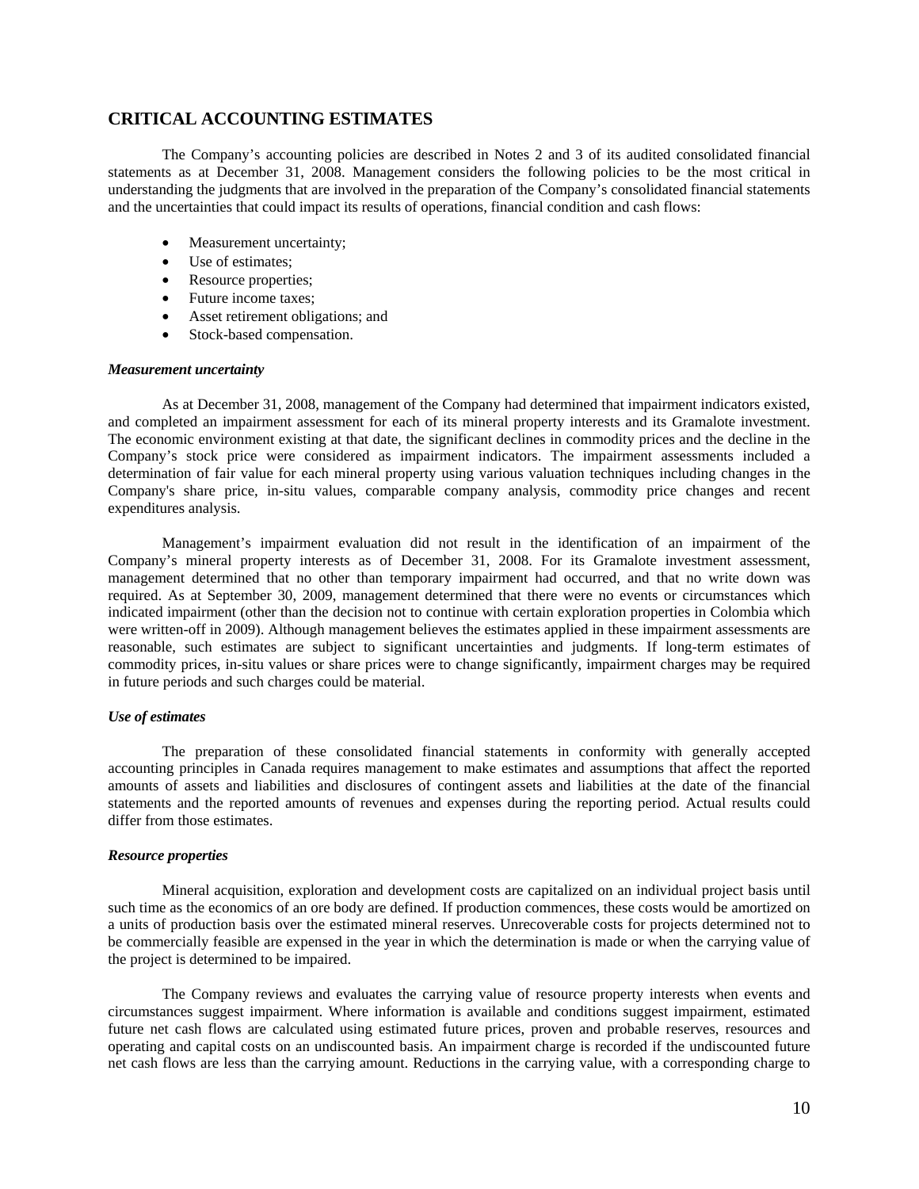## CRITICAL ACCOUNTING ESTIMATES

The Company's accounting policies are described in Notes 2 and 3 of its audited consolidated financial statements as at December 31, 2008. Management considers the following policies to be the most critical in understanding the judgments that are involved in the preparation of the Company's consolidated financial statements and the uncertainties that could impact its results of operations, financial condition and cash flows:

- Measurement uncertainty;
- Use of estimates;
- Resource properties;
- Future income taxes;
- Asset retirement obligations; and
- Stock-based compensation.

***Measurement uncertainty***

As at December 31, 2008, management of the Company had determined that impairment indicators existed, and completed an impairment assessment for each of its mineral property interests and its Gramalote investment. The economic environment existing at that date, the significant declines in commodity prices and the decline in the Company's stock price were considered as impairment indicators. The impairment assessments included a determination of fair value for each mineral property using various valuation techniques including changes in the Company's share price, in-situ values, comparable company analysis, commodity price changes and recent expenditures analysis.

Management's impairment evaluation did not result in the identification of an impairment of the Company's mineral property interests as of December 31, 2008. For its Gramalote investment assessment, management determined that no other than temporary impairment had occurred, and that no write down was required. As at September 30, 2009, management determined that there were no events or circumstances which indicated impairment (other than the decision not to continue with certain exploration properties in Colombia which were written-off in 2009). Although management believes the estimates applied in these impairment assessments are reasonable, such estimates are subject to significant uncertainties and judgments. If long-term estimates of commodity prices, in-situ values or share prices were to change significantly, impairment charges may be required in future periods and such charges could be material.

***Use of estimates***

The preparation of these consolidated financial statements in conformity with generally accepted accounting principles in Canada requires management to make estimates and assumptions that affect the reported amounts of assets and liabilities and disclosures of contingent assets and liabilities at the date of the financial statements and the reported amounts of revenues and expenses during the reporting period. Actual results could differ from those estimates.

***Resource properties***

Mineral acquisition, exploration and development costs are capitalized on an individual project basis until such time as the economics of an ore body are defined. If production commences, these costs would be amortized on a units of production basis over the estimated mineral reserves. Unrecoverable costs for projects determined not to be commercially feasible are expensed in the year in which the determination is made or when the carrying value of the project is determined to be impaired.

The Company reviews and evaluates the carrying value of resource property interests when events and circumstances suggest impairment. Where information is available and conditions suggest impairment, estimated future net cash flows are calculated using estimated future prices, proven and probable reserves, resources and operating and capital costs on an undiscounted basis. An impairment charge is recorded if the undiscounted future net cash flows are less than the carrying amount. Reductions in the carrying value, with a corresponding charge to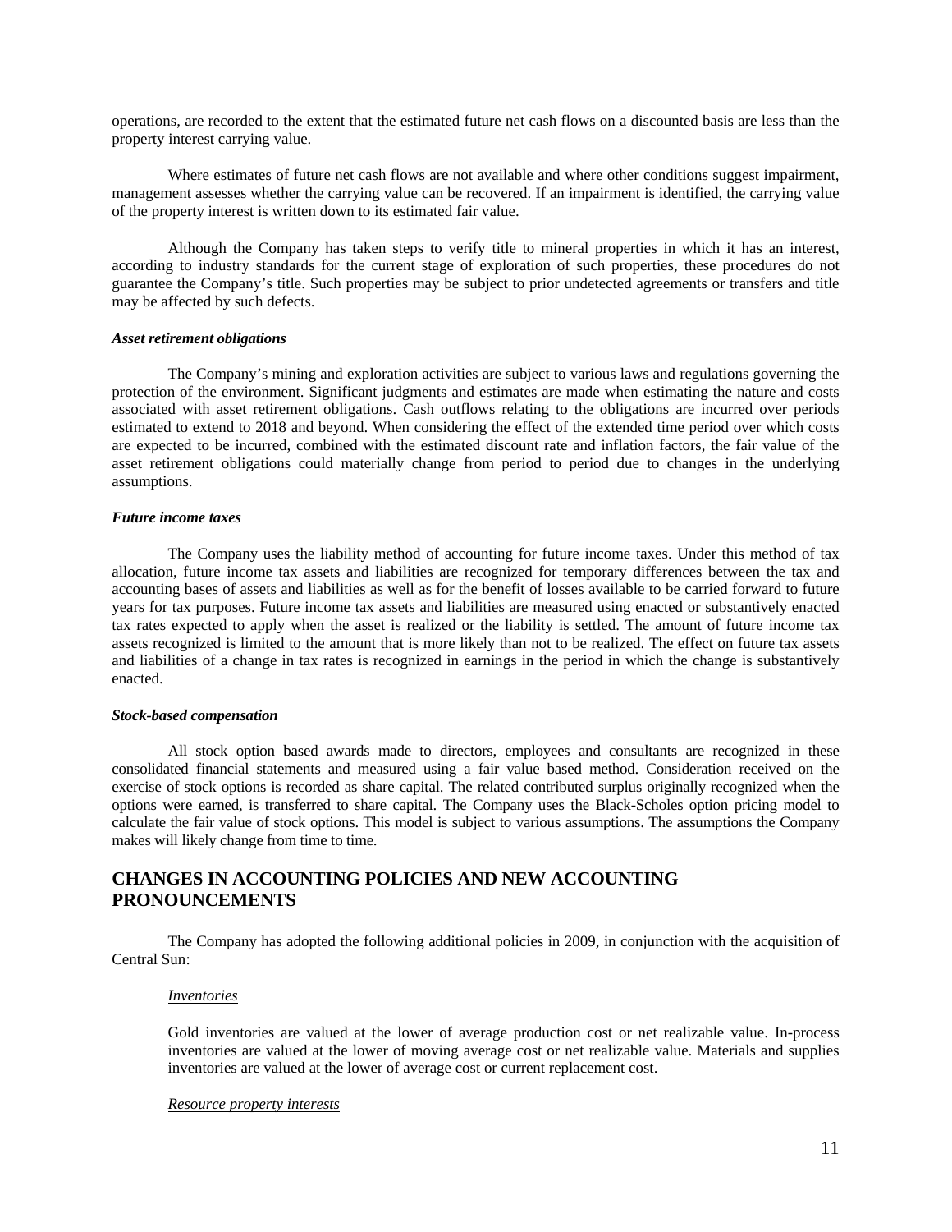operations, are recorded to the extent that the estimated future net cash flows on a discounted basis are less than the property interest carrying value.

Where estimates of future net cash flows are not available and where other conditions suggest impairment, management assesses whether the carrying value can be recovered. If an impairment is identified, the carrying value of the property interest is written down to its estimated fair value.

Although the Company has taken steps to verify title to mineral properties in which it has an interest, according to industry standards for the current stage of exploration of such properties, these procedures do not guarantee the Company's title. Such properties may be subject to prior undetected agreements or transfers and title may be affected by such defects.

***Asset retirement obligations***

The Company's mining and exploration activities are subject to various laws and regulations governing the protection of the environment. Significant judgments and estimates are made when estimating the nature and costs associated with asset retirement obligations. Cash outflows relating to the obligations are incurred over periods estimated to extend to 2018 and beyond. When considering the effect of the extended time period over which costs are expected to be incurred, combined with the estimated discount rate and inflation factors, the fair value of the asset retirement obligations could materially change from period to period due to changes in the underlying assumptions.

***Future income taxes***

The Company uses the liability method of accounting for future income taxes. Under this method of tax allocation, future income tax assets and liabilities are recognized for temporary differences between the tax and accounting bases of assets and liabilities as well as for the benefit of losses available to be carried forward to future years for tax purposes. Future income tax assets and liabilities are measured using enacted or substantively enacted tax rates expected to apply when the asset is realized or the liability is settled. The amount of future income tax assets recognized is limited to the amount that is more likely than not to be realized. The effect on future tax assets and liabilities of a change in tax rates is recognized in earnings in the period in which the change is substantively enacted.

***Stock-based compensation***

All stock option based awards made to directors, employees and consultants are recognized in these consolidated financial statements and measured using a fair value based method. Consideration received on the exercise of stock options is recorded as share capital. The related contributed surplus originally recognized when the options were earned, is transferred to share capital. The Company uses the Black-Scholes option pricing model to calculate the fair value of stock options. This model is subject to various assumptions. The assumptions the Company makes will likely change from time to time.

## CHANGES IN ACCOUNTING POLICIES AND NEW ACCOUNTING PRONOUNCEMENTS

The Company has adopted the following additional policies in 2009, in conjunction with the acquisition of Central Sun:

*Inventories*

Gold inventories are valued at the lower of average production cost or net realizable value. In-process inventories are valued at the lower of moving average cost or net realizable value. Materials and supplies inventories are valued at the lower of average cost or current replacement cost.

*Resource property interests*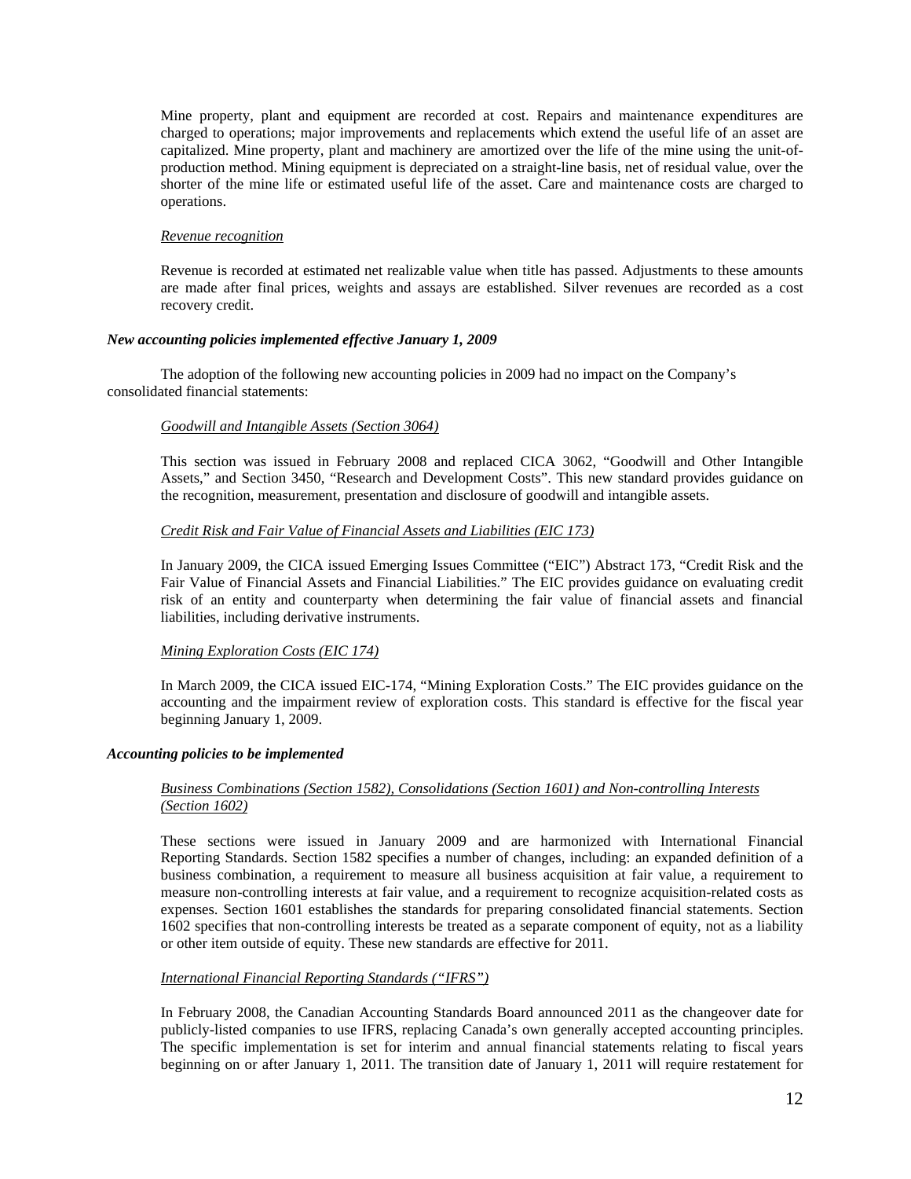Mine property, plant and equipment are recorded at cost. Repairs and maintenance expenditures are charged to operations; major improvements and replacements which extend the useful life of an asset are capitalized. Mine property, plant and machinery are amortized over the life of the mine using the unit-of-production method. Mining equipment is depreciated on a straight-line basis, net of residual value, over the shorter of the mine life or estimated useful life of the asset. Care and maintenance costs are charged to operations.

*Revenue recognition*

Revenue is recorded at estimated net realizable value when title has passed. Adjustments to these amounts are made after final prices, weights and assays are established. Silver revenues are recorded as a cost recovery credit.

***New accounting policies implemented effective January 1, 2009***

The adoption of the following new accounting policies in 2009 had no impact on the Company's consolidated financial statements:

*Goodwill and Intangible Assets (Section 3064)*

This section was issued in February 2008 and replaced CICA 3062, "Goodwill and Other Intangible Assets," and Section 3450, "Research and Development Costs". This new standard provides guidance on the recognition, measurement, presentation and disclosure of goodwill and intangible assets.

*Credit Risk and Fair Value of Financial Assets and Liabilities (EIC 173)*

In January 2009, the CICA issued Emerging Issues Committee ("EIC") Abstract 173, "Credit Risk and the Fair Value of Financial Assets and Financial Liabilities." The EIC provides guidance on evaluating credit risk of an entity and counterparty when determining the fair value of financial assets and financial liabilities, including derivative instruments.

*Mining Exploration Costs (EIC 174)*

In March 2009, the CICA issued EIC-174, "Mining Exploration Costs." The EIC provides guidance on the accounting and the impairment review of exploration costs. This standard is effective for the fiscal year beginning January 1, 2009.

***Accounting policies to be implemented***

*Business Combinations (Section 1582), Consolidations (Section 1601) and Non-controlling Interests (Section 1602)*

These sections were issued in January 2009 and are harmonized with International Financial Reporting Standards. Section 1582 specifies a number of changes, including: an expanded definition of a business combination, a requirement to measure all business acquisition at fair value, a requirement to measure non-controlling interests at fair value, and a requirement to recognize acquisition-related costs as expenses. Section 1601 establishes the standards for preparing consolidated financial statements. Section 1602 specifies that non-controlling interests be treated as a separate component of equity, not as a liability or other item outside of equity. These new standards are effective for 2011.

*International Financial Reporting Standards ("IFRS")*

In February 2008, the Canadian Accounting Standards Board announced 2011 as the changeover date for publicly-listed companies to use IFRS, replacing Canada's own generally accepted accounting principles. The specific implementation is set for interim and annual financial statements relating to fiscal years beginning on or after January 1, 2011. The transition date of January 1, 2011 will require restatement for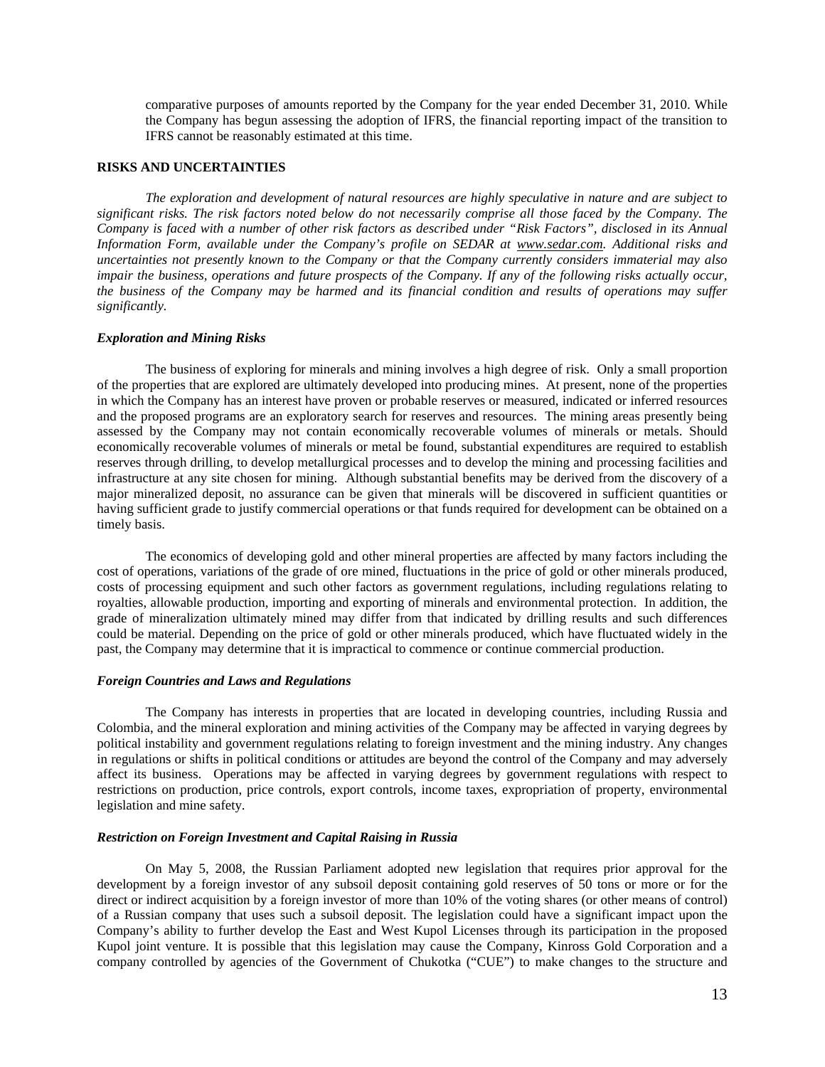comparative purposes of amounts reported by the Company for the year ended December 31, 2010. While the Company has begun assessing the adoption of IFRS, the financial reporting impact of the transition to IFRS cannot be reasonably estimated at this time.

## RISKS AND UNCERTAINTIES

*The exploration and development of natural resources are highly speculative in nature and are subject to significant risks. The risk factors noted below do not necessarily comprise all those faced by the Company. The Company is faced with a number of other risk factors as described under "Risk Factors", disclosed in its Annual Information Form, available under the Company's profile on SEDAR at www.sedar.com. Additional risks and uncertainties not presently known to the Company or that the Company currently considers immaterial may also impair the business, operations and future prospects of the Company. If any of the following risks actually occur, the business of the Company may be harmed and its financial condition and results of operations may suffer significantly.*

### *Exploration and Mining Risks*

The business of exploring for minerals and mining involves a high degree of risk. Only a small proportion of the properties that are explored are ultimately developed into producing mines. At present, none of the properties in which the Company has an interest have proven or probable reserves or measured, indicated or inferred resources and the proposed programs are an exploratory search for reserves and resources. The mining areas presently being assessed by the Company may not contain economically recoverable volumes of minerals or metals. Should economically recoverable volumes of minerals or metal be found, substantial expenditures are required to establish reserves through drilling, to develop metallurgical processes and to develop the mining and processing facilities and infrastructure at any site chosen for mining. Although substantial benefits may be derived from the discovery of a major mineralized deposit, no assurance can be given that minerals will be discovered in sufficient quantities or having sufficient grade to justify commercial operations or that funds required for development can be obtained on a timely basis.

The economics of developing gold and other mineral properties are affected by many factors including the cost of operations, variations of the grade of ore mined, fluctuations in the price of gold or other minerals produced, costs of processing equipment and such other factors as government regulations, including regulations relating to royalties, allowable production, importing and exporting of minerals and environmental protection. In addition, the grade of mineralization ultimately mined may differ from that indicated by drilling results and such differences could be material. Depending on the price of gold or other minerals produced, which have fluctuated widely in the past, the Company may determine that it is impractical to commence or continue commercial production.

### *Foreign Countries and Laws and Regulations*

The Company has interests in properties that are located in developing countries, including Russia and Colombia, and the mineral exploration and mining activities of the Company may be affected in varying degrees by political instability and government regulations relating to foreign investment and the mining industry. Any changes in regulations or shifts in political conditions or attitudes are beyond the control of the Company and may adversely affect its business. Operations may be affected in varying degrees by government regulations with respect to restrictions on production, price controls, export controls, income taxes, expropriation of property, environmental legislation and mine safety.

### *Restriction on Foreign Investment and Capital Raising in Russia*

On May 5, 2008, the Russian Parliament adopted new legislation that requires prior approval for the development by a foreign investor of any subsoil deposit containing gold reserves of 50 tons or more or for the direct or indirect acquisition by a foreign investor of more than 10% of the voting shares (or other means of control) of a Russian company that uses such a subsoil deposit. The legislation could have a significant impact upon the Company's ability to further develop the East and West Kupol Licenses through its participation in the proposed Kupol joint venture. It is possible that this legislation may cause the Company, Kinross Gold Corporation and a company controlled by agencies of the Government of Chukotka ("CUE") to make changes to the structure and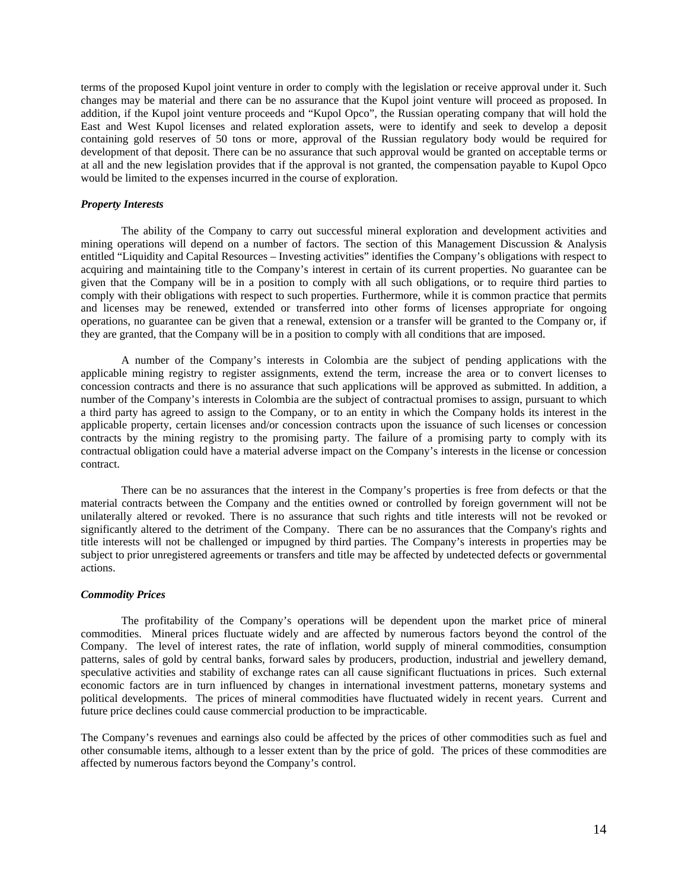terms of the proposed Kupol joint venture in order to comply with the legislation or receive approval under it. Such changes may be material and there can be no assurance that the Kupol joint venture will proceed as proposed. In addition, if the Kupol joint venture proceeds and "Kupol Opco", the Russian operating company that will hold the East and West Kupol licenses and related exploration assets, were to identify and seek to develop a deposit containing gold reserves of 50 tons or more, approval of the Russian regulatory body would be required for development of that deposit. There can be no assurance that such approval would be granted on acceptable terms or at all and the new legislation provides that if the approval is not granted, the compensation payable to Kupol Opco would be limited to the expenses incurred in the course of exploration.

### *Property Interests*

The ability of the Company to carry out successful mineral exploration and development activities and mining operations will depend on a number of factors. The section of this Management Discussion & Analysis entitled "Liquidity and Capital Resources – Investing activities" identifies the Company's obligations with respect to acquiring and maintaining title to the Company's interest in certain of its current properties. No guarantee can be given that the Company will be in a position to comply with all such obligations, or to require third parties to comply with their obligations with respect to such properties. Furthermore, while it is common practice that permits and licenses may be renewed, extended or transferred into other forms of licenses appropriate for ongoing operations, no guarantee can be given that a renewal, extension or a transfer will be granted to the Company or, if they are granted, that the Company will be in a position to comply with all conditions that are imposed.

A number of the Company's interests in Colombia are the subject of pending applications with the applicable mining registry to register assignments, extend the term, increase the area or to convert licenses to concession contracts and there is no assurance that such applications will be approved as submitted. In addition, a number of the Company's interests in Colombia are the subject of contractual promises to assign, pursuant to which a third party has agreed to assign to the Company, or to an entity in which the Company holds its interest in the applicable property, certain licenses and/or concession contracts upon the issuance of such licenses or concession contracts by the mining registry to the promising party. The failure of a promising party to comply with its contractual obligation could have a material adverse impact on the Company's interests in the license or concession contract.

There can be no assurances that the interest in the Company's properties is free from defects or that the material contracts between the Company and the entities owned or controlled by foreign government will not be unilaterally altered or revoked. There is no assurance that such rights and title interests will not be revoked or significantly altered to the detriment of the Company. There can be no assurances that the Company's rights and title interests will not be challenged or impugned by third parties. The Company's interests in properties may be subject to prior unregistered agreements or transfers and title may be affected by undetected defects or governmental actions.

### *Commodity Prices*

The profitability of the Company's operations will be dependent upon the market price of mineral commodities. Mineral prices fluctuate widely and are affected by numerous factors beyond the control of the Company. The level of interest rates, the rate of inflation, world supply of mineral commodities, consumption patterns, sales of gold by central banks, forward sales by producers, production, industrial and jewellery demand, speculative activities and stability of exchange rates can all cause significant fluctuations in prices. Such external economic factors are in turn influenced by changes in international investment patterns, monetary systems and political developments. The prices of mineral commodities have fluctuated widely in recent years. Current and future price declines could cause commercial production to be impracticable.

The Company's revenues and earnings also could be affected by the prices of other commodities such as fuel and other consumable items, although to a lesser extent than by the price of gold. The prices of these commodities are affected by numerous factors beyond the Company's control.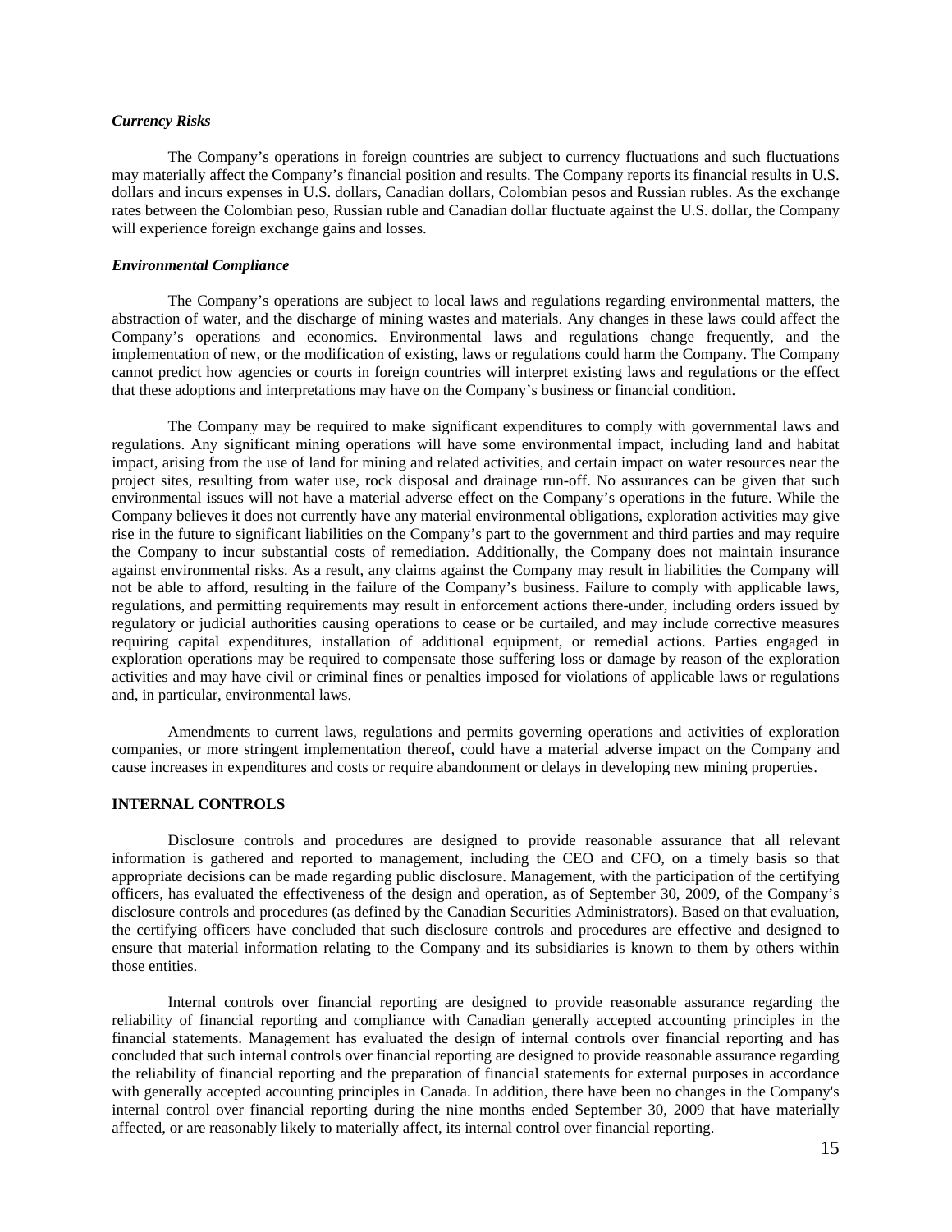### *Currency Risks*

The Company's operations in foreign countries are subject to currency fluctuations and such fluctuations may materially affect the Company's financial position and results. The Company reports its financial results in U.S. dollars and incurs expenses in U.S. dollars, Canadian dollars, Colombian pesos and Russian rubles. As the exchange rates between the Colombian peso, Russian ruble and Canadian dollar fluctuate against the U.S. dollar, the Company will experience foreign exchange gains and losses.

### *Environmental Compliance*

The Company's operations are subject to local laws and regulations regarding environmental matters, the abstraction of water, and the discharge of mining wastes and materials. Any changes in these laws could affect the Company's operations and economics. Environmental laws and regulations change frequently, and the implementation of new, or the modification of existing, laws or regulations could harm the Company. The Company cannot predict how agencies or courts in foreign countries will interpret existing laws and regulations or the effect that these adoptions and interpretations may have on the Company's business or financial condition.

The Company may be required to make significant expenditures to comply with governmental laws and regulations. Any significant mining operations will have some environmental impact, including land and habitat impact, arising from the use of land for mining and related activities, and certain impact on water resources near the project sites, resulting from water use, rock disposal and drainage run-off. No assurances can be given that such environmental issues will not have a material adverse effect on the Company's operations in the future. While the Company believes it does not currently have any material environmental obligations, exploration activities may give rise in the future to significant liabilities on the Company's part to the government and third parties and may require the Company to incur substantial costs of remediation. Additionally, the Company does not maintain insurance against environmental risks. As a result, any claims against the Company may result in liabilities the Company will not be able to afford, resulting in the failure of the Company's business. Failure to comply with applicable laws, regulations, and permitting requirements may result in enforcement actions there-under, including orders issued by regulatory or judicial authorities causing operations to cease or be curtailed, and may include corrective measures requiring capital expenditures, installation of additional equipment, or remedial actions. Parties engaged in exploration operations may be required to compensate those suffering loss or damage by reason of the exploration activities and may have civil or criminal fines or penalties imposed for violations of applicable laws or regulations and, in particular, environmental laws.

Amendments to current laws, regulations and permits governing operations and activities of exploration companies, or more stringent implementation thereof, could have a material adverse impact on the Company and cause increases in expenditures and costs or require abandonment or delays in developing new mining properties.

## INTERNAL CONTROLS

Disclosure controls and procedures are designed to provide reasonable assurance that all relevant information is gathered and reported to management, including the CEO and CFO, on a timely basis so that appropriate decisions can be made regarding public disclosure. Management, with the participation of the certifying officers, has evaluated the effectiveness of the design and operation, as of September 30, 2009, of the Company's disclosure controls and procedures (as defined by the Canadian Securities Administrators). Based on that evaluation, the certifying officers have concluded that such disclosure controls and procedures are effective and designed to ensure that material information relating to the Company and its subsidiaries is known to them by others within those entities.

Internal controls over financial reporting are designed to provide reasonable assurance regarding the reliability of financial reporting and compliance with Canadian generally accepted accounting principles in the financial statements. Management has evaluated the design of internal controls over financial reporting and has concluded that such internal controls over financial reporting are designed to provide reasonable assurance regarding the reliability of financial reporting and the preparation of financial statements for external purposes in accordance with generally accepted accounting principles in Canada. In addition, there have been no changes in the Company's internal control over financial reporting during the nine months ended September 30, 2009 that have materially affected, or are reasonably likely to materially affect, its internal control over financial reporting.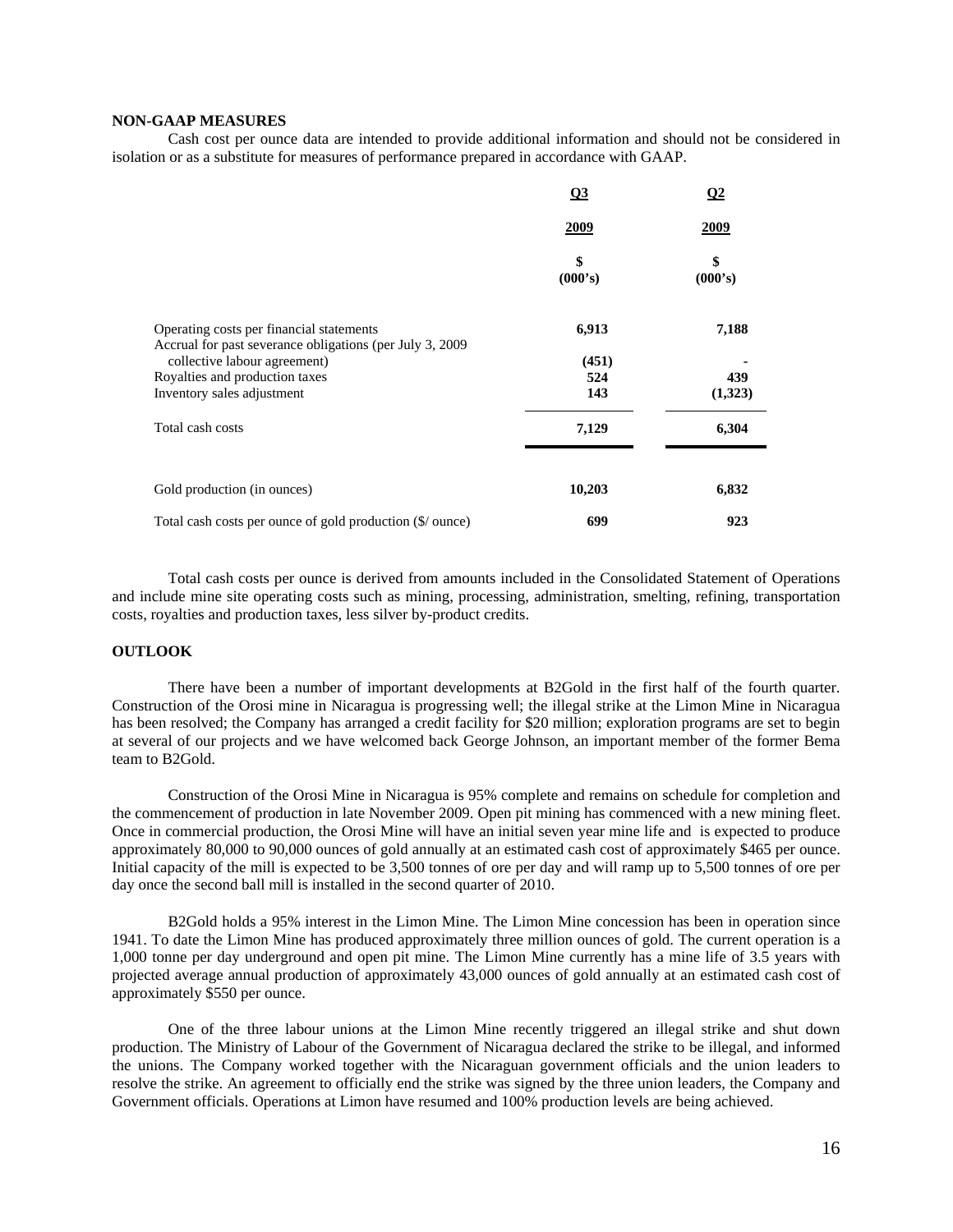**NON-GAAP MEASURES**

Cash cost per ounce data are intended to provide additional information and should not be considered in isolation or as a substitute for measures of performance prepared in accordance with GAAP.

| | Q3 2009 $ (000's) | Q2 2009 $ (000's) |
|---|---|---|
| Operating costs per financial statements | 6,913 | 7,188 |
| Accrual for past severance obligations (per July 3, 2009 collective labour agreement) | (451) | - |
| Royalties and production taxes | 524 | 439 |
| Inventory sales adjustment | 143 | (1,323) |
| Total cash costs | 7,129 | 6,304 |
| Gold production (in ounces) | 10,203 | 6,832 |
| Total cash costs per ounce of gold production ($/ ounce) | 699 | 923 |

Total cash costs per ounce is derived from amounts included in the Consolidated Statement of Operations and include mine site operating costs such as mining, processing, administration, smelting, refining, transportation costs, royalties and production taxes, less silver by-product credits.

**OUTLOOK**

There have been a number of important developments at B2Gold in the first half of the fourth quarter. Construction of the Orosi mine in Nicaragua is progressing well; the illegal strike at the Limon Mine in Nicaragua has been resolved; the Company has arranged a credit facility for $20 million; exploration programs are set to begin at several of our projects and we have welcomed back George Johnson, an important member of the former Bema team to B2Gold.

Construction of the Orosi Mine in Nicaragua is 95% complete and remains on schedule for completion and the commencement of production in late November 2009. Open pit mining has commenced with a new mining fleet. Once in commercial production, the Orosi Mine will have an initial seven year mine life and is expected to produce approximately 80,000 to 90,000 ounces of gold annually at an estimated cash cost of approximately $465 per ounce. Initial capacity of the mill is expected to be 3,500 tonnes of ore per day and will ramp up to 5,500 tonnes of ore per day once the second ball mill is installed in the second quarter of 2010.

B2Gold holds a 95% interest in the Limon Mine. The Limon Mine concession has been in operation since 1941. To date the Limon Mine has produced approximately three million ounces of gold. The current operation is a 1,000 tonne per day underground and open pit mine. The Limon Mine currently has a mine life of 3.5 years with projected average annual production of approximately 43,000 ounces of gold annually at an estimated cash cost of approximately $550 per ounce.

One of the three labour unions at the Limon Mine recently triggered an illegal strike and shut down production. The Ministry of Labour of the Government of Nicaragua declared the strike to be illegal, and informed the unions. The Company worked together with the Nicaraguan government officials and the union leaders to resolve the strike. An agreement to officially end the strike was signed by the three union leaders, the Company and Government officials. Operations at Limon have resumed and 100% production levels are being achieved.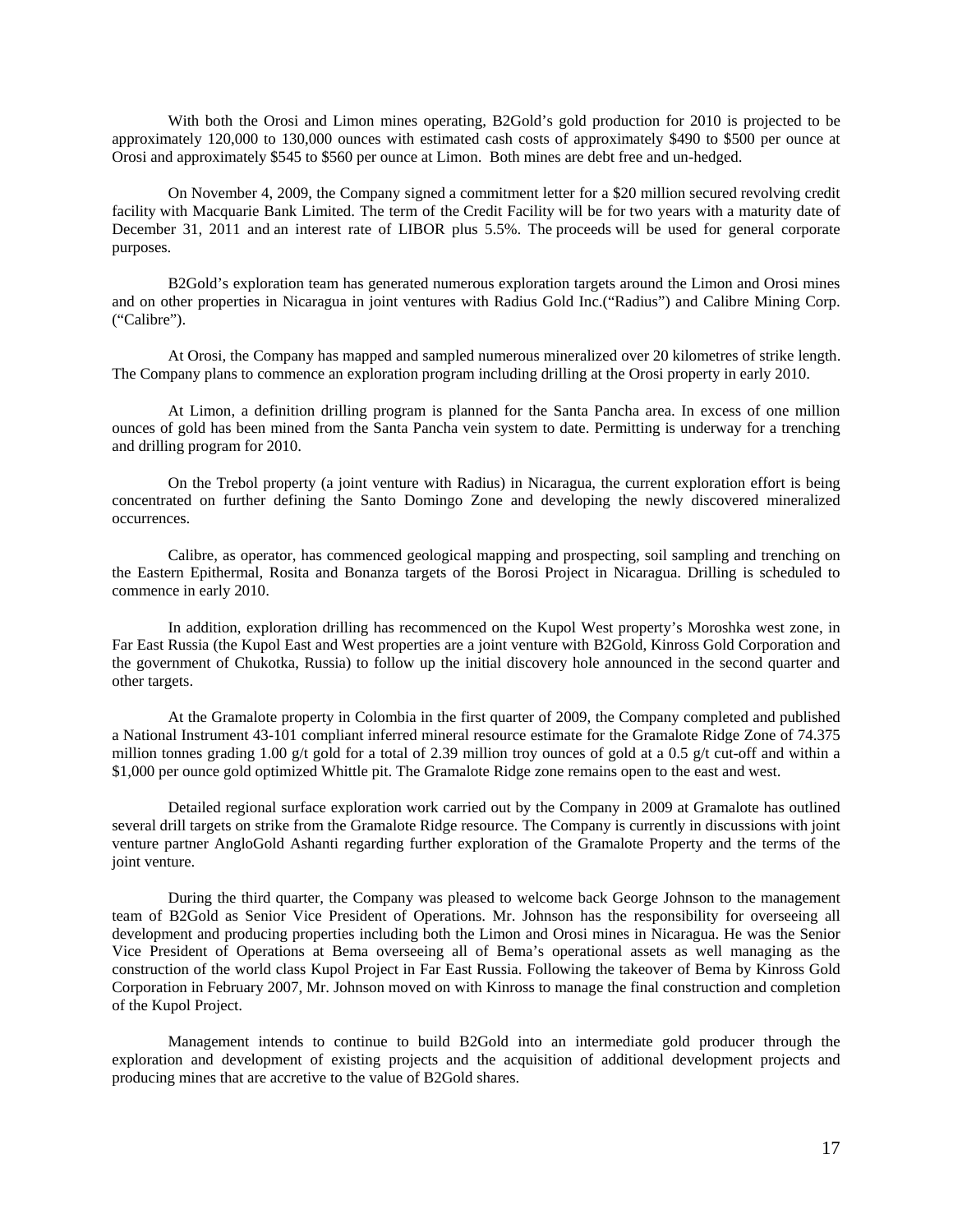With both the Orosi and Limon mines operating, B2Gold's gold production for 2010 is projected to be approximately 120,000 to 130,000 ounces with estimated cash costs of approximately $490 to $500 per ounce at Orosi and approximately $545 to $560 per ounce at Limon. Both mines are debt free and un-hedged.

On November 4, 2009, the Company signed a commitment letter for a $20 million secured revolving credit facility with Macquarie Bank Limited. The term of the Credit Facility will be for two years with a maturity date of December 31, 2011 and an interest rate of LIBOR plus 5.5%. The proceeds will be used for general corporate purposes.

B2Gold's exploration team has generated numerous exploration targets around the Limon and Orosi mines and on other properties in Nicaragua in joint ventures with Radius Gold Inc.("Radius") and Calibre Mining Corp. ("Calibre").

At Orosi, the Company has mapped and sampled numerous mineralized over 20 kilometres of strike length. The Company plans to commence an exploration program including drilling at the Orosi property in early 2010.

At Limon, a definition drilling program is planned for the Santa Pancha area. In excess of one million ounces of gold has been mined from the Santa Pancha vein system to date. Permitting is underway for a trenching and drilling program for 2010.

On the Trebol property (a joint venture with Radius) in Nicaragua, the current exploration effort is being concentrated on further defining the Santo Domingo Zone and developing the newly discovered mineralized occurrences.

Calibre, as operator, has commenced geological mapping and prospecting, soil sampling and trenching on the Eastern Epithermal, Rosita and Bonanza targets of the Borosi Project in Nicaragua. Drilling is scheduled to commence in early 2010.

In addition, exploration drilling has recommenced on the Kupol West property's Moroshka west zone, in Far East Russia (the Kupol East and West properties are a joint venture with B2Gold, Kinross Gold Corporation and the government of Chukotka, Russia) to follow up the initial discovery hole announced in the second quarter and other targets.

At the Gramalote property in Colombia in the first quarter of 2009, the Company completed and published a National Instrument 43-101 compliant inferred mineral resource estimate for the Gramalote Ridge Zone of 74.375 million tonnes grading 1.00 g/t gold for a total of 2.39 million troy ounces of gold at a 0.5 g/t cut-off and within a $1,000 per ounce gold optimized Whittle pit. The Gramalote Ridge zone remains open to the east and west.

Detailed regional surface exploration work carried out by the Company in 2009 at Gramalote has outlined several drill targets on strike from the Gramalote Ridge resource. The Company is currently in discussions with joint venture partner AngloGold Ashanti regarding further exploration of the Gramalote Property and the terms of the joint venture.

During the third quarter, the Company was pleased to welcome back George Johnson to the management team of B2Gold as Senior Vice President of Operations. Mr. Johnson has the responsibility for overseeing all development and producing properties including both the Limon and Orosi mines in Nicaragua. He was the Senior Vice President of Operations at Bema overseeing all of Bema's operational assets as well managing as the construction of the world class Kupol Project in Far East Russia. Following the takeover of Bema by Kinross Gold Corporation in February 2007, Mr. Johnson moved on with Kinross to manage the final construction and completion of the Kupol Project.

Management intends to continue to build B2Gold into an intermediate gold producer through the exploration and development of existing projects and the acquisition of additional development projects and producing mines that are accretive to the value of B2Gold shares.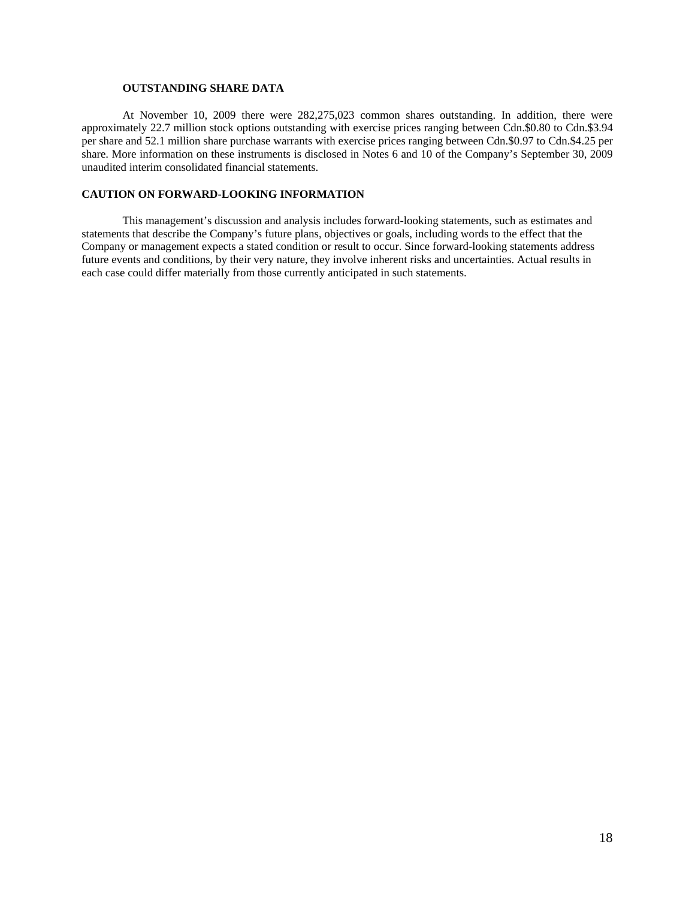**OUTSTANDING SHARE DATA**

At November 10, 2009 there were 282,275,023 common shares outstanding. In addition, there were approximately 22.7 million stock options outstanding with exercise prices ranging between Cdn.$0.80 to Cdn.$3.94 per share and 52.1 million share purchase warrants with exercise prices ranging between Cdn.$0.97 to Cdn.$4.25 per share. More information on these instruments is disclosed in Notes 6 and 10 of the Company's September 30, 2009 unaudited interim consolidated financial statements.

**CAUTION ON FORWARD-LOOKING INFORMATION**

This management's discussion and analysis includes forward-looking statements, such as estimates and statements that describe the Company's future plans, objectives or goals, including words to the effect that the Company or management expects a stated condition or result to occur. Since forward-looking statements address future events and conditions, by their very nature, they involve inherent risks and uncertainties. Actual results in each case could differ materially from those currently anticipated in such statements.